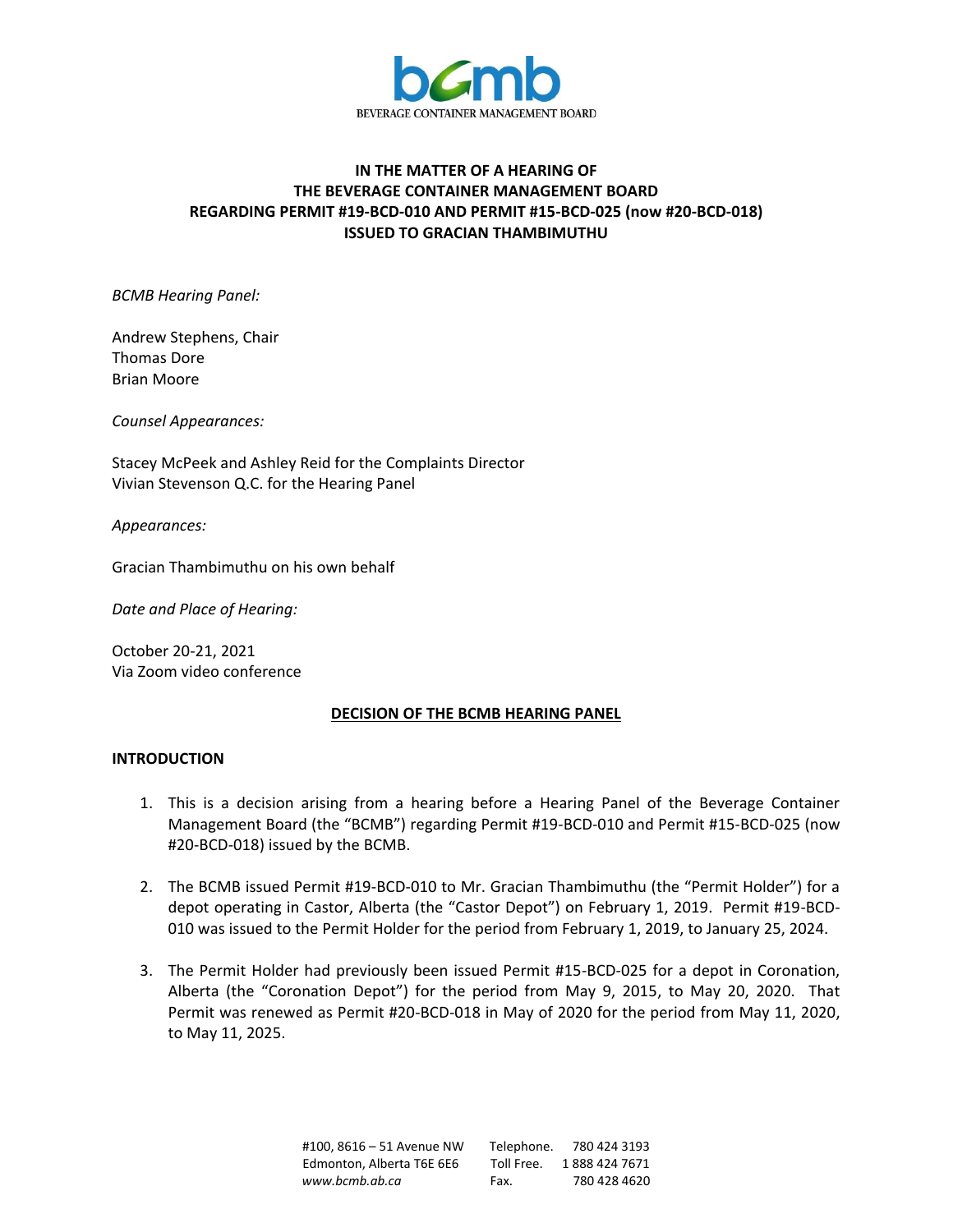**IN THE MATTER OF A HEARING OF THE BEVERAGE CONTAINER MANAGEMENT BOARD REGARDING PERMIT #19-BCD-010 AND PERMIT #15-BCD-025 (now #20-BCD-018) ISSUED TO GRACIAN THAMBIMUTHU**

*BCMB Hearing Panel:*

Andrew Stephens, Chair
Thomas Dore
Brian Moore

*Counsel Appearances:*

Stacey McPeek and Ashley Reid for the Complaints Director
Vivian Stevenson Q.C. for the Hearing Panel

*Appearances:*

Gracian Thambimuthu on his own behalf

*Date and Place of Hearing:*

October 20-21, 2021
Via Zoom video conference

**DECISION OF THE BCMB HEARING PANEL**

## INTRODUCTION

1. This is a decision arising from a hearing before a Hearing Panel of the Beverage Container Management Board (the "BCMB") regarding Permit #19-BCD-010 and Permit #15-BCD-025 (now #20-BCD-018) issued by the BCMB.

2. The BCMB issued Permit #19-BCD-010 to Mr. Gracian Thambimuthu (the "Permit Holder") for a depot operating in Castor, Alberta (the "Castor Depot") on February 1, 2019. Permit #19-BCD-010 was issued to the Permit Holder for the period from February 1, 2019, to January 25, 2024.

3. The Permit Holder had previously been issued Permit #15-BCD-025 for a depot in Coronation, Alberta (the "Coronation Depot") for the period from May 9, 2015, to May 20, 2020. That Permit was renewed as Permit #20-BCD-018 in May of 2020 for the period from May 11, 2020, to May 11, 2025.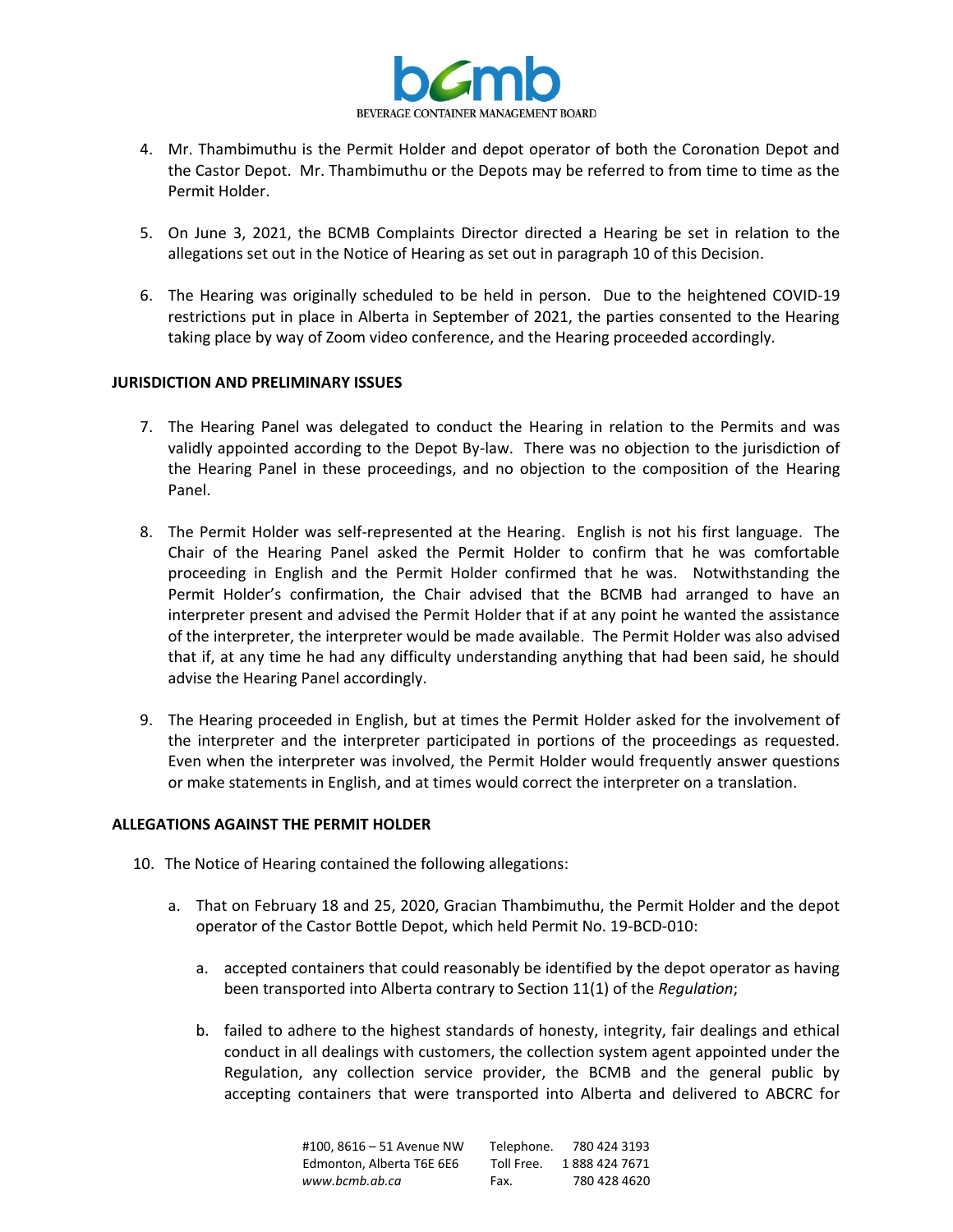4. Mr. Thambimuthu is the Permit Holder and depot operator of both the Coronation Depot and the Castor Depot. Mr. Thambimuthu or the Depots may be referred to from time to time as the Permit Holder.

5. On June 3, 2021, the BCMB Complaints Director directed a Hearing be set in relation to the allegations set out in the Notice of Hearing as set out in paragraph 10 of this Decision.

6. The Hearing was originally scheduled to be held in person. Due to the heightened COVID-19 restrictions put in place in Alberta in September of 2021, the parties consented to the Hearing taking place by way of Zoom video conference, and the Hearing proceeded accordingly.

**JURISDICTION AND PRELIMINARY ISSUES**

7. The Hearing Panel was delegated to conduct the Hearing in relation to the Permits and was validly appointed according to the Depot By-law. There was no objection to the jurisdiction of the Hearing Panel in these proceedings, and no objection to the composition of the Hearing Panel.

8. The Permit Holder was self-represented at the Hearing. English is not his first language. The Chair of the Hearing Panel asked the Permit Holder to confirm that he was comfortable proceeding in English and the Permit Holder confirmed that he was. Notwithstanding the Permit Holder's confirmation, the Chair advised that the BCMB had arranged to have an interpreter present and advised the Permit Holder that if at any point he wanted the assistance of the interpreter, the interpreter would be made available. The Permit Holder was also advised that if, at any time he had any difficulty understanding anything that had been said, he should advise the Hearing Panel accordingly.

9. The Hearing proceeded in English, but at times the Permit Holder asked for the involvement of the interpreter and the interpreter participated in portions of the proceedings as requested. Even when the interpreter was involved, the Permit Holder would frequently answer questions or make statements in English, and at times would correct the interpreter on a translation.

**ALLEGATIONS AGAINST THE PERMIT HOLDER**

10. The Notice of Hearing contained the following allegations:

    a. That on February 18 and 25, 2020, Gracian Thambimuthu, the Permit Holder and the depot operator of the Castor Bottle Depot, which held Permit No. 19-BCD-010:

        a. accepted containers that could reasonably be identified by the depot operator as having been transported into Alberta contrary to Section 11(1) of the *Regulation*;

        b. failed to adhere to the highest standards of honesty, integrity, fair dealings and ethical conduct in all dealings with customers, the collection system agent appointed under the Regulation, any collection service provider, the BCMB and the general public by accepting containers that were transported into Alberta and delivered to ABCRC for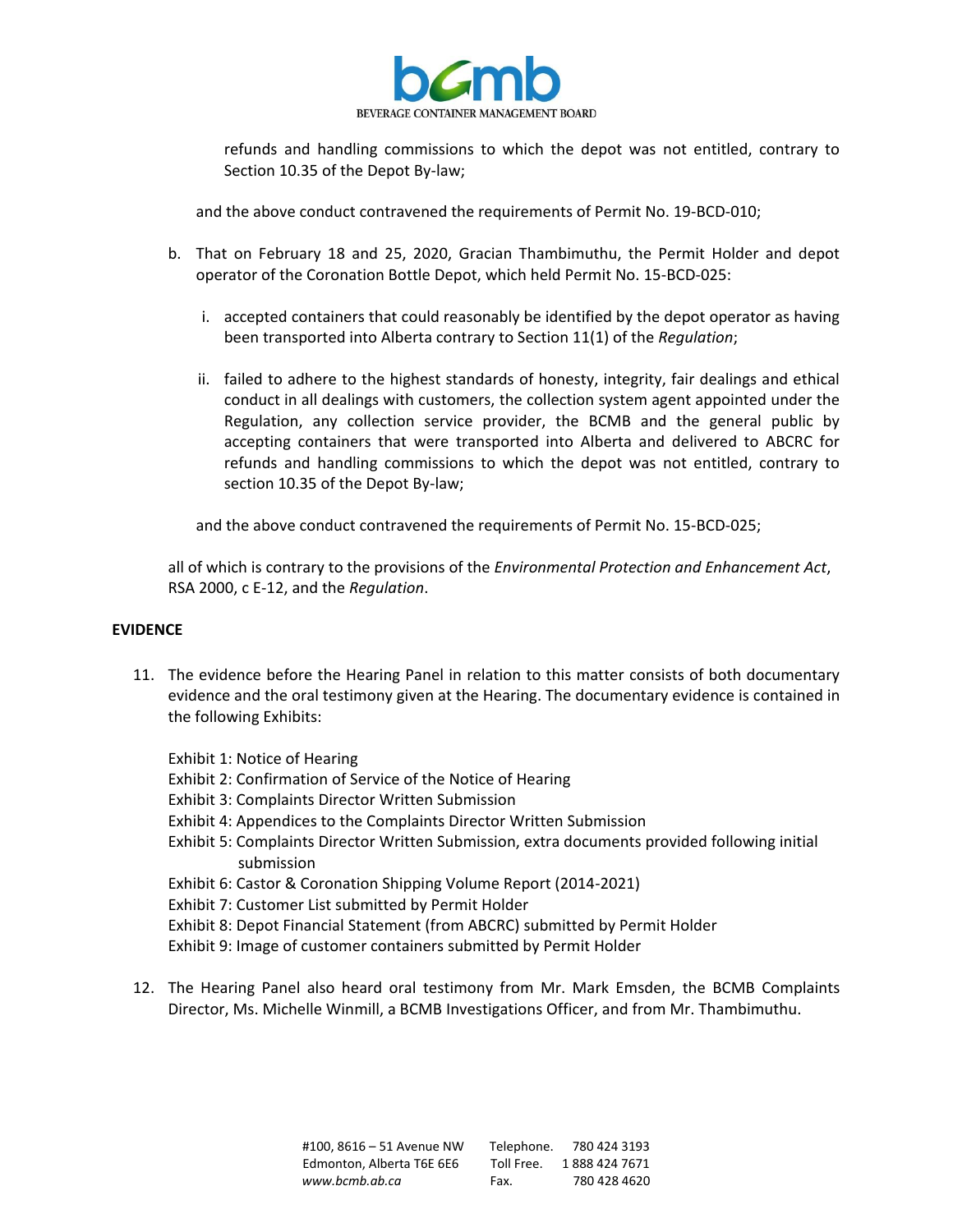refunds and handling commissions to which the depot was not entitled, contrary to Section 10.35 of the Depot By-law;

and the above conduct contravened the requirements of Permit No. 19-BCD-010;

b. That on February 18 and 25, 2020, Gracian Thambimuthu, the Permit Holder and depot operator of the Coronation Bottle Depot, which held Permit No. 15-BCD-025:

   i. accepted containers that could reasonably be identified by the depot operator as having been transported into Alberta contrary to Section 11(1) of the *Regulation*;

   ii. failed to adhere to the highest standards of honesty, integrity, fair dealings and ethical conduct in all dealings with customers, the collection system agent appointed under the Regulation, any collection service provider, the BCMB and the general public by accepting containers that were transported into Alberta and delivered to ABCRC for refunds and handling commissions to which the depot was not entitled, contrary to section 10.35 of the Depot By-law;

   and the above conduct contravened the requirements of Permit No. 15-BCD-025;

all of which is contrary to the provisions of the *Environmental Protection and Enhancement Act*, RSA 2000, c E-12, and the *Regulation*.

## EVIDENCE

11. The evidence before the Hearing Panel in relation to this matter consists of both documentary evidence and the oral testimony given at the Hearing. The documentary evidence is contained in the following Exhibits:

    Exhibit 1: Notice of Hearing
    Exhibit 2: Confirmation of Service of the Notice of Hearing
    Exhibit 3: Complaints Director Written Submission
    Exhibit 4: Appendices to the Complaints Director Written Submission
    Exhibit 5: Complaints Director Written Submission, extra documents provided following initial submission
    Exhibit 6: Castor & Coronation Shipping Volume Report (2014-2021)
    Exhibit 7: Customer List submitted by Permit Holder
    Exhibit 8: Depot Financial Statement (from ABCRC) submitted by Permit Holder
    Exhibit 9: Image of customer containers submitted by Permit Holder

12. The Hearing Panel also heard oral testimony from Mr. Mark Emsden, the BCMB Complaints Director, Ms. Michelle Winmill, a BCMB Investigations Officer, and from Mr. Thambimuthu.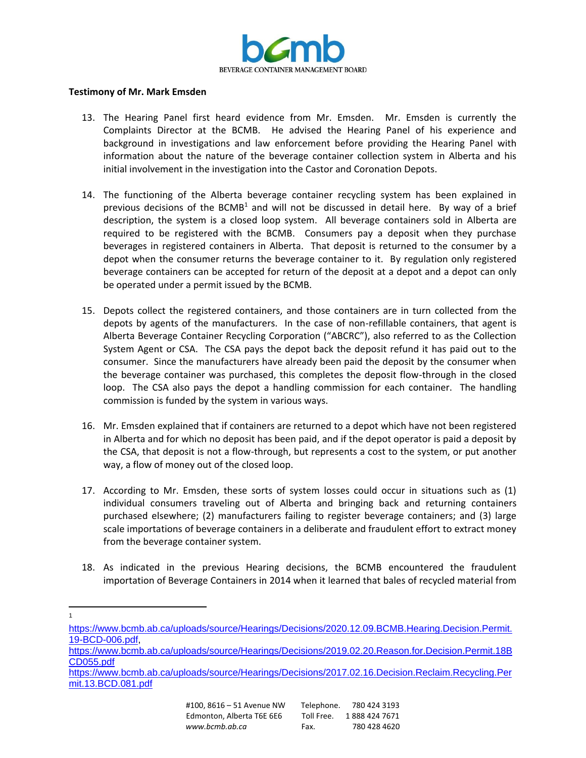**Testimony of Mr. Mark Emsden**

13. The Hearing Panel first heard evidence from Mr. Emsden. Mr. Emsden is currently the Complaints Director at the BCMB. He advised the Hearing Panel of his experience and background in investigations and law enforcement before providing the Hearing Panel with information about the nature of the beverage container collection system in Alberta and his initial involvement in the investigation into the Castor and Coronation Depots.

14. The functioning of the Alberta beverage container recycling system has been explained in previous decisions of the BCMB[1] and will not be discussed in detail here. By way of a brief description, the system is a closed loop system. All beverage containers sold in Alberta are required to be registered with the BCMB. Consumers pay a deposit when they purchase beverages in registered containers in Alberta. That deposit is returned to the consumer by a depot when the consumer returns the beverage container to it. By regulation only registered beverage containers can be accepted for return of the deposit at a depot and a depot can only be operated under a permit issued by the BCMB.

15. Depots collect the registered containers, and those containers are in turn collected from the depots by agents of the manufacturers. In the case of non-refillable containers, that agent is Alberta Beverage Container Recycling Corporation ("ABCRC"), also referred to as the Collection System Agent or CSA. The CSA pays the depot back the deposit refund it has paid out to the consumer. Since the manufacturers have already been paid the deposit by the consumer when the beverage container was purchased, this completes the deposit flow-through in the closed loop. The CSA also pays the depot a handling commission for each container. The handling commission is funded by the system in various ways.

16. Mr. Emsden explained that if containers are returned to a depot which have not been registered in Alberta and for which no deposit has been paid, and if the depot operator is paid a deposit by the CSA, that deposit is not a flow-through, but represents a cost to the system, or put another way, a flow of money out of the closed loop.

17. According to Mr. Emsden, these sorts of system losses could occur in situations such as (1) individual consumers traveling out of Alberta and bringing back and returning containers purchased elsewhere; (2) manufacturers failing to register beverage containers; and (3) large scale importations of beverage containers in a deliberate and fraudulent effort to extract money from the beverage container system.

18. As indicated in the previous Hearing decisions, the BCMB encountered the fraudulent importation of Beverage Containers in 2014 when it learned that bales of recycled material from

---

[1] https://www.bcmb.ab.ca/uploads/source/Hearings/Decisions/2020.12.09.BCMB.Hearing.Decision.Permit.19-BCD-006.pdf, https://www.bcmb.ab.ca/uploads/source/Hearings/Decisions/2019.02.20.Reason.for.Decision.Permit.18BCD055.pdf https://www.bcmb.ab.ca/uploads/source/Hearings/Decisions/2017.02.16.Decision.Reclaim.Recycling.Permit.13.BCD.081.pdf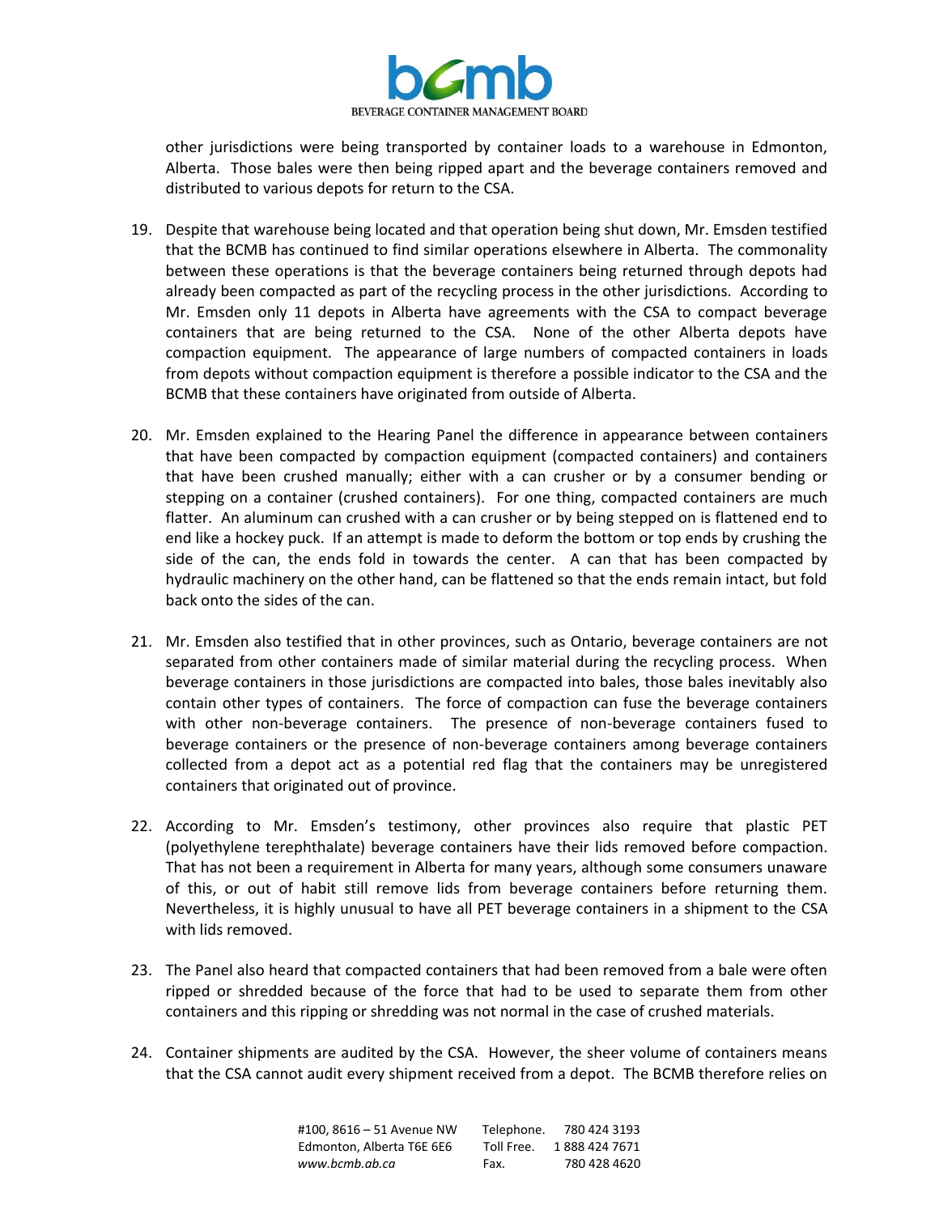other jurisdictions were being transported by container loads to a warehouse in Edmonton, Alberta. Those bales were then being ripped apart and the beverage containers removed and distributed to various depots for return to the CSA.

19. Despite that warehouse being located and that operation being shut down, Mr. Emsden testified that the BCMB has continued to find similar operations elsewhere in Alberta. The commonality between these operations is that the beverage containers being returned through depots had already been compacted as part of the recycling process in the other jurisdictions. According to Mr. Emsden only 11 depots in Alberta have agreements with the CSA to compact beverage containers that are being returned to the CSA. None of the other Alberta depots have compaction equipment. The appearance of large numbers of compacted containers in loads from depots without compaction equipment is therefore a possible indicator to the CSA and the BCMB that these containers have originated from outside of Alberta.

20. Mr. Emsden explained to the Hearing Panel the difference in appearance between containers that have been compacted by compaction equipment (compacted containers) and containers that have been crushed manually; either with a can crusher or by a consumer bending or stepping on a container (crushed containers). For one thing, compacted containers are much flatter. An aluminum can crushed with a can crusher or by being stepped on is flattened end to end like a hockey puck. If an attempt is made to deform the bottom or top ends by crushing the side of the can, the ends fold in towards the center. A can that has been compacted by hydraulic machinery on the other hand, can be flattened so that the ends remain intact, but fold back onto the sides of the can.

21. Mr. Emsden also testified that in other provinces, such as Ontario, beverage containers are not separated from other containers made of similar material during the recycling process. When beverage containers in those jurisdictions are compacted into bales, those bales inevitably also contain other types of containers. The force of compaction can fuse the beverage containers with other non-beverage containers. The presence of non-beverage containers fused to beverage containers or the presence of non-beverage containers among beverage containers collected from a depot act as a potential red flag that the containers may be unregistered containers that originated out of province.

22. According to Mr. Emsden's testimony, other provinces also require that plastic PET (polyethylene terephthalate) beverage containers have their lids removed before compaction. That has not been a requirement in Alberta for many years, although some consumers unaware of this, or out of habit still remove lids from beverage containers before returning them. Nevertheless, it is highly unusual to have all PET beverage containers in a shipment to the CSA with lids removed.

23. The Panel also heard that compacted containers that had been removed from a bale were often ripped or shredded because of the force that had to be used to separate them from other containers and this ripping or shredding was not normal in the case of crushed materials.

24. Container shipments are audited by the CSA. However, the sheer volume of containers means that the CSA cannot audit every shipment received from a depot. The BCMB therefore relies on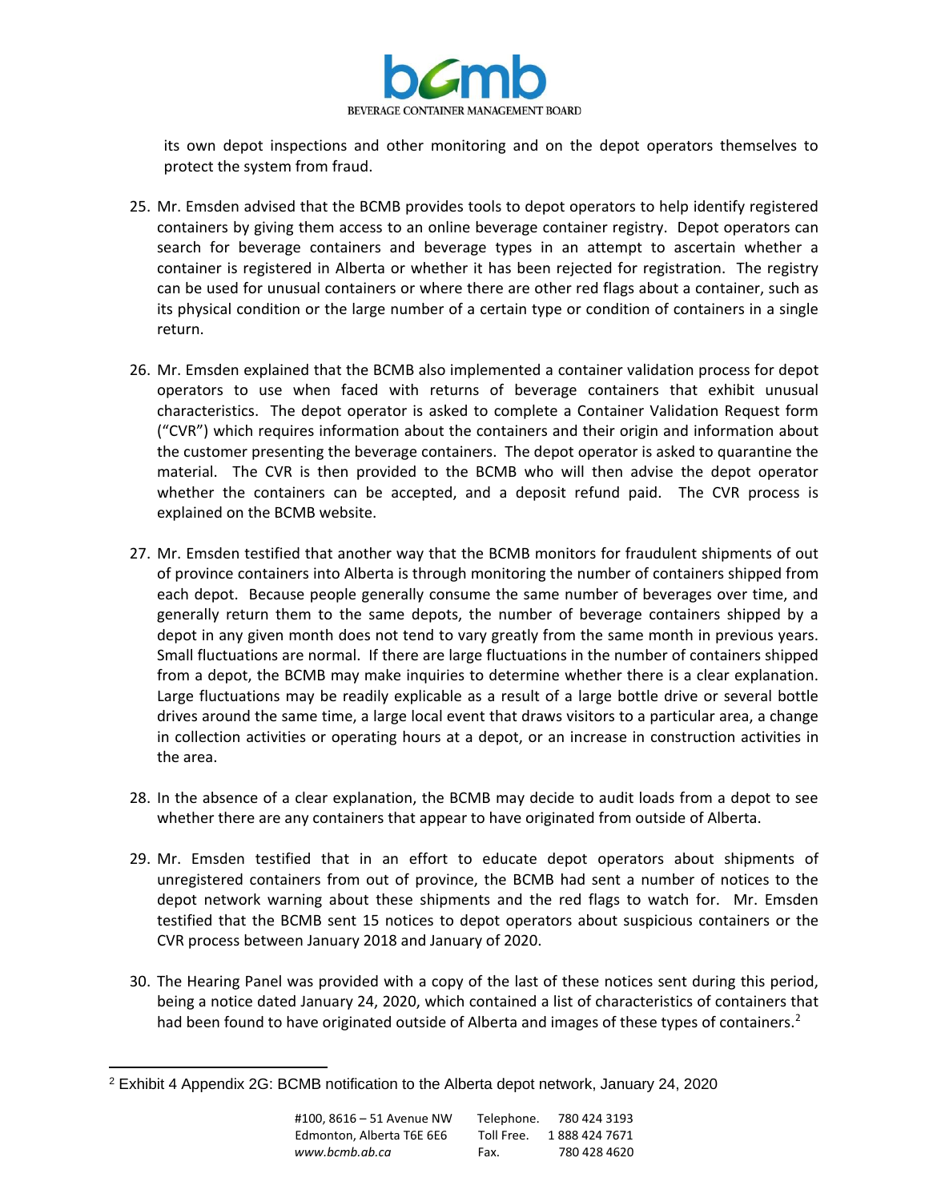its own depot inspections and other monitoring and on the depot operators themselves to protect the system from fraud.

25. Mr. Emsden advised that the BCMB provides tools to depot operators to help identify registered containers by giving them access to an online beverage container registry. Depot operators can search for beverage containers and beverage types in an attempt to ascertain whether a container is registered in Alberta or whether it has been rejected for registration. The registry can be used for unusual containers or where there are other red flags about a container, such as its physical condition or the large number of a certain type or condition of containers in a single return.

26. Mr. Emsden explained that the BCMB also implemented a container validation process for depot operators to use when faced with returns of beverage containers that exhibit unusual characteristics. The depot operator is asked to complete a Container Validation Request form ("CVR") which requires information about the containers and their origin and information about the customer presenting the beverage containers. The depot operator is asked to quarantine the material. The CVR is then provided to the BCMB who will then advise the depot operator whether the containers can be accepted, and a deposit refund paid. The CVR process is explained on the BCMB website.

27. Mr. Emsden testified that another way that the BCMB monitors for fraudulent shipments of out of province containers into Alberta is through monitoring the number of containers shipped from each depot. Because people generally consume the same number of beverages over time, and generally return them to the same depots, the number of beverage containers shipped by a depot in any given month does not tend to vary greatly from the same month in previous years. Small fluctuations are normal. If there are large fluctuations in the number of containers shipped from a depot, the BCMB may make inquiries to determine whether there is a clear explanation. Large fluctuations may be readily explicable as a result of a large bottle drive or several bottle drives around the same time, a large local event that draws visitors to a particular area, a change in collection activities or operating hours at a depot, or an increase in construction activities in the area.

28. In the absence of a clear explanation, the BCMB may decide to audit loads from a depot to see whether there are any containers that appear to have originated from outside of Alberta.

29. Mr. Emsden testified that in an effort to educate depot operators about shipments of unregistered containers from out of province, the BCMB had sent a number of notices to the depot network warning about these shipments and the red flags to watch for. Mr. Emsden testified that the BCMB sent 15 notices to depot operators about suspicious containers or the CVR process between January 2018 and January of 2020.

30. The Hearing Panel was provided with a copy of the last of these notices sent during this period, being a notice dated January 24, 2020, which contained a list of characteristics of containers that had been found to have originated outside of Alberta and images of these types of containers.[2]

[2] Exhibit 4 Appendix 2G: BCMB notification to the Alberta depot network, January 24, 2020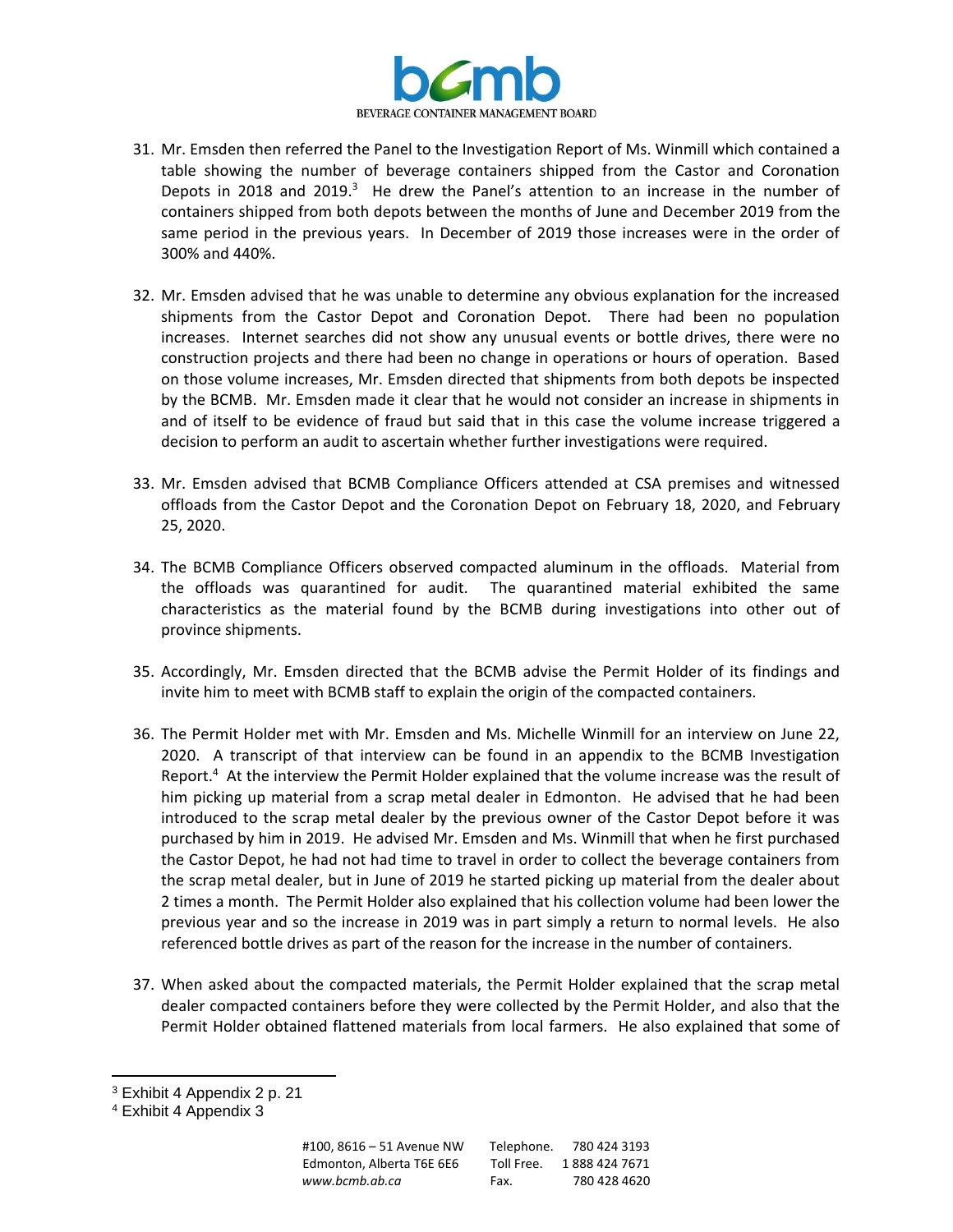31. Mr. Emsden then referred the Panel to the Investigation Report of Ms. Winmill which contained a table showing the number of beverage containers shipped from the Castor and Coronation Depots in 2018 and 2019.[3] He drew the Panel's attention to an increase in the number of containers shipped from both depots between the months of June and December 2019 from the same period in the previous years. In December of 2019 those increases were in the order of 300% and 440%.

32. Mr. Emsden advised that he was unable to determine any obvious explanation for the increased shipments from the Castor Depot and Coronation Depot. There had been no population increases. Internet searches did not show any unusual events or bottle drives, there were no construction projects and there had been no change in operations or hours of operation. Based on those volume increases, Mr. Emsden directed that shipments from both depots be inspected by the BCMB. Mr. Emsden made it clear that he would not consider an increase in shipments in and of itself to be evidence of fraud but said that in this case the volume increase triggered a decision to perform an audit to ascertain whether further investigations were required.

33. Mr. Emsden advised that BCMB Compliance Officers attended at CSA premises and witnessed offloads from the Castor Depot and the Coronation Depot on February 18, 2020, and February 25, 2020.

34. The BCMB Compliance Officers observed compacted aluminum in the offloads. Material from the offloads was quarantined for audit. The quarantined material exhibited the same characteristics as the material found by the BCMB during investigations into other out of province shipments.

35. Accordingly, Mr. Emsden directed that the BCMB advise the Permit Holder of its findings and invite him to meet with BCMB staff to explain the origin of the compacted containers.

36. The Permit Holder met with Mr. Emsden and Ms. Michelle Winmill for an interview on June 22, 2020. A transcript of that interview can be found in an appendix to the BCMB Investigation Report.[4] At the interview the Permit Holder explained that the volume increase was the result of him picking up material from a scrap metal dealer in Edmonton. He advised that he had been introduced to the scrap metal dealer by the previous owner of the Castor Depot before it was purchased by him in 2019. He advised Mr. Emsden and Ms. Winmill that when he first purchased the Castor Depot, he had not had time to travel in order to collect the beverage containers from the scrap metal dealer, but in June of 2019 he started picking up material from the dealer about 2 times a month. The Permit Holder also explained that his collection volume had been lower the previous year and so the increase in 2019 was in part simply a return to normal levels. He also referenced bottle drives as part of the reason for the increase in the number of containers.

37. When asked about the compacted materials, the Permit Holder explained that the scrap metal dealer compacted containers before they were collected by the Permit Holder, and also that the Permit Holder obtained flattened materials from local farmers. He also explained that some of

---

[3] Exhibit 4 Appendix 2 p. 21

[4] Exhibit 4 Appendix 3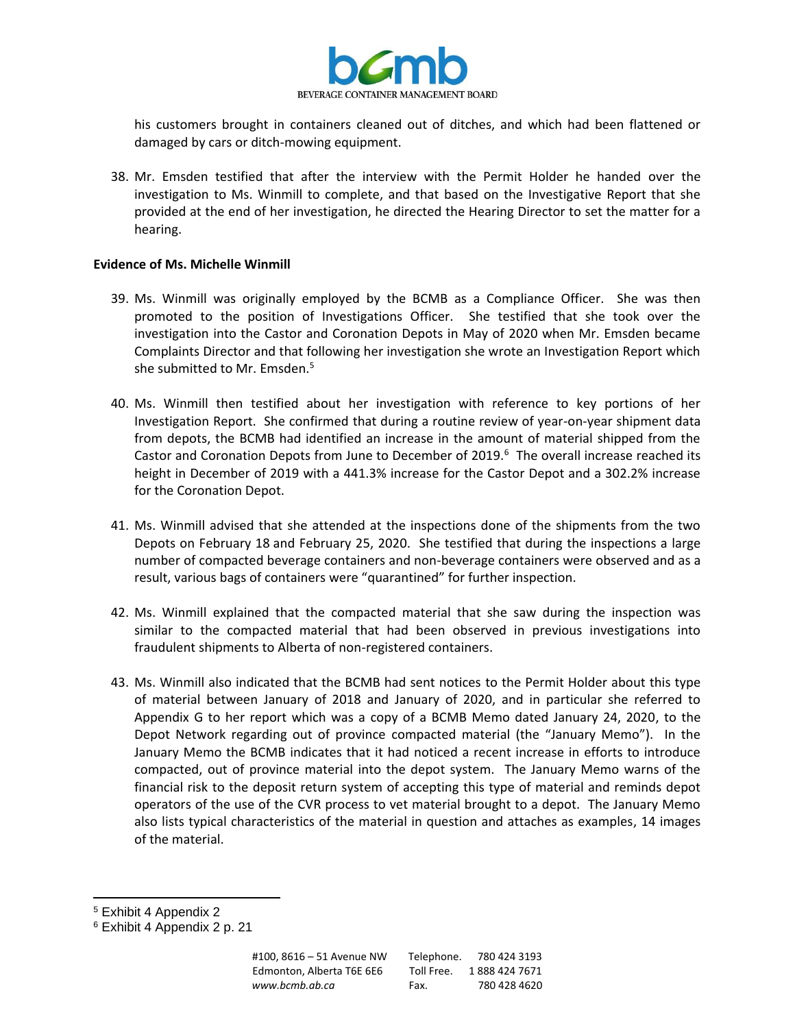his customers brought in containers cleaned out of ditches, and which had been flattened or damaged by cars or ditch-mowing equipment.

38. Mr. Emsden testified that after the interview with the Permit Holder he handed over the investigation to Ms. Winmill to complete, and that based on the Investigative Report that she provided at the end of her investigation, he directed the Hearing Director to set the matter for a hearing.

**Evidence of Ms. Michelle Winmill**

39. Ms. Winmill was originally employed by the BCMB as a Compliance Officer. She was then promoted to the position of Investigations Officer. She testified that she took over the investigation into the Castor and Coronation Depots in May of 2020 when Mr. Emsden became Complaints Director and that following her investigation she wrote an Investigation Report which she submitted to Mr. Emsden.[5]

40. Ms. Winmill then testified about her investigation with reference to key portions of her Investigation Report. She confirmed that during a routine review of year-on-year shipment data from depots, the BCMB had identified an increase in the amount of material shipped from the Castor and Coronation Depots from June to December of 2019.[6] The overall increase reached its height in December of 2019 with a 441.3% increase for the Castor Depot and a 302.2% increase for the Coronation Depot.

41. Ms. Winmill advised that she attended at the inspections done of the shipments from the two Depots on February 18 and February 25, 2020. She testified that during the inspections a large number of compacted beverage containers and non-beverage containers were observed and as a result, various bags of containers were "quarantined" for further inspection.

42. Ms. Winmill explained that the compacted material that she saw during the inspection was similar to the compacted material that had been observed in previous investigations into fraudulent shipments to Alberta of non-registered containers.

43. Ms. Winmill also indicated that the BCMB had sent notices to the Permit Holder about this type of material between January of 2018 and January of 2020, and in particular she referred to Appendix G to her report which was a copy of a BCMB Memo dated January 24, 2020, to the Depot Network regarding out of province compacted material (the "January Memo"). In the January Memo the BCMB indicates that it had noticed a recent increase in efforts to introduce compacted, out of province material into the depot system. The January Memo warns of the financial risk to the deposit return system of accepting this type of material and reminds depot operators of the use of the CVR process to vet material brought to a depot. The January Memo also lists typical characteristics of the material in question and attaches as examples, 14 images of the material.

---

[5] Exhibit 4 Appendix 2

[6] Exhibit 4 Appendix 2 p. 21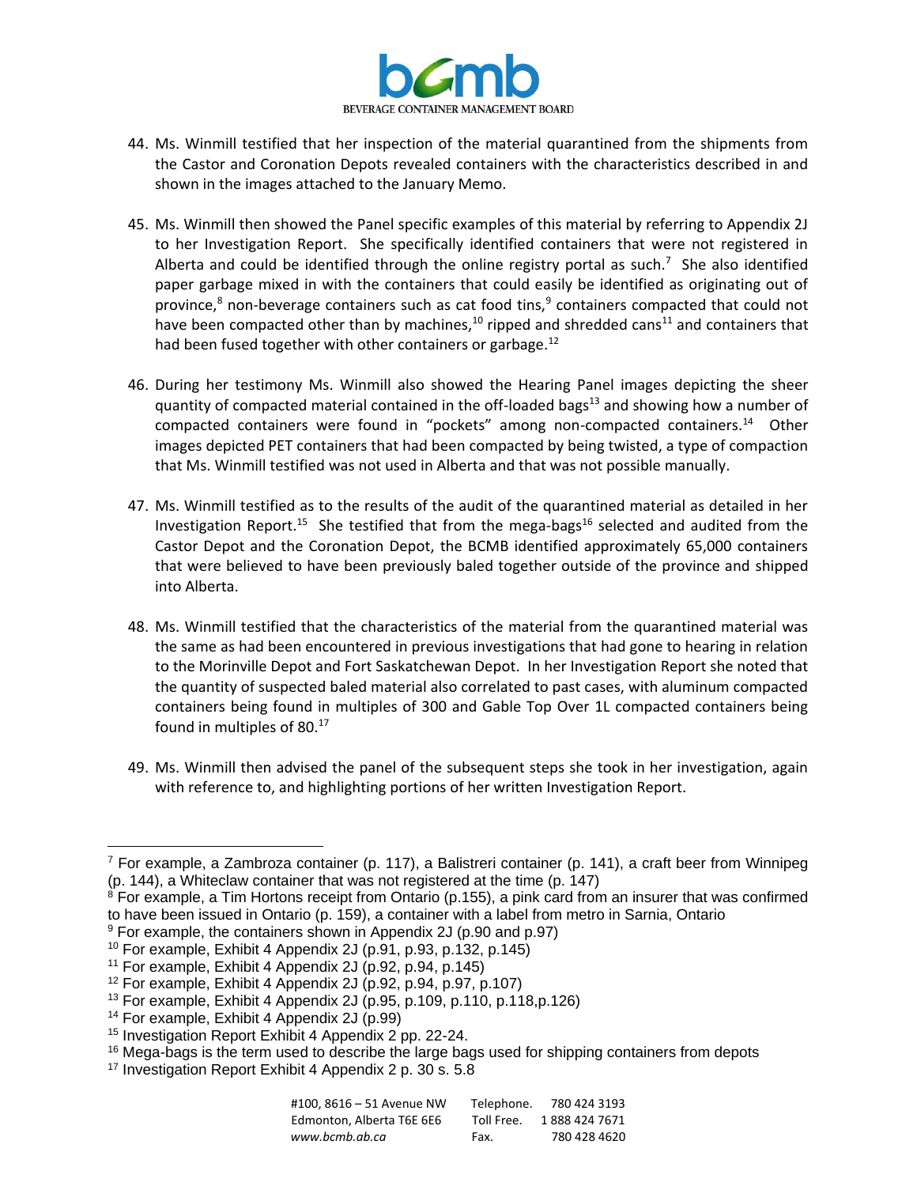44. Ms. Winmill testified that her inspection of the material quarantined from the shipments from the Castor and Coronation Depots revealed containers with the characteristics described in and shown in the images attached to the January Memo.

45. Ms. Winmill then showed the Panel specific examples of this material by referring to Appendix 2J to her Investigation Report. She specifically identified containers that were not registered in Alberta and could be identified through the online registry portal as such.[7] She also identified paper garbage mixed in with the containers that could easily be identified as originating out of province,[8] non-beverage containers such as cat food tins,[9] containers compacted that could not have been compacted other than by machines,[10] ripped and shredded cans[11] and containers that had been fused together with other containers or garbage.[12]

46. During her testimony Ms. Winmill also showed the Hearing Panel images depicting the sheer quantity of compacted material contained in the off-loaded bags[13] and showing how a number of compacted containers were found in "pockets" among non-compacted containers.[14] Other images depicted PET containers that had been compacted by being twisted, a type of compaction that Ms. Winmill testified was not used in Alberta and that was not possible manually.

47. Ms. Winmill testified as to the results of the audit of the quarantined material as detailed in her Investigation Report.[15] She testified that from the mega-bags[16] selected and audited from the Castor Depot and the Coronation Depot, the BCMB identified approximately 65,000 containers that were believed to have been previously baled together outside of the province and shipped into Alberta.

48. Ms. Winmill testified that the characteristics of the material from the quarantined material was the same as had been encountered in previous investigations that had gone to hearing in relation to the Morinville Depot and Fort Saskatchewan Depot. In her Investigation Report she noted that the quantity of suspected baled material also correlated to past cases, with aluminum compacted containers being found in multiples of 300 and Gable Top Over 1L compacted containers being found in multiples of 80.[17]

49. Ms. Winmill then advised the panel of the subsequent steps she took in her investigation, again with reference to, and highlighting portions of her written Investigation Report.

---

[7] For example, a Zambroza container (p. 117), a Balistreri container (p. 141), a craft beer from Winnipeg (p. 144), a Whiteclaw container that was not registered at the time (p. 147)

[8] For example, a Tim Hortons receipt from Ontario (p.155), a pink card from an insurer that was confirmed to have been issued in Ontario (p. 159), a container with a label from metro in Sarnia, Ontario

[9] For example, the containers shown in Appendix 2J (p.90 and p.97)

[10] For example, Exhibit 4 Appendix 2J (p.91, p.93, p.132, p.145)

[11] For example, Exhibit 4 Appendix 2J (p.92, p.94, p.145)

[12] For example, Exhibit 4 Appendix 2J (p.92, p.94, p.97, p.107)

[13] For example, Exhibit 4 Appendix 2J (p.95, p.109, p.110, p.118,p.126)

[14] For example, Exhibit 4 Appendix 2J (p.99)

[15] Investigation Report Exhibit 4 Appendix 2 pp. 22-24.

[16] Mega-bags is the term used to describe the large bags used for shipping containers from depots

[17] Investigation Report Exhibit 4 Appendix 2 p. 30 s. 5.8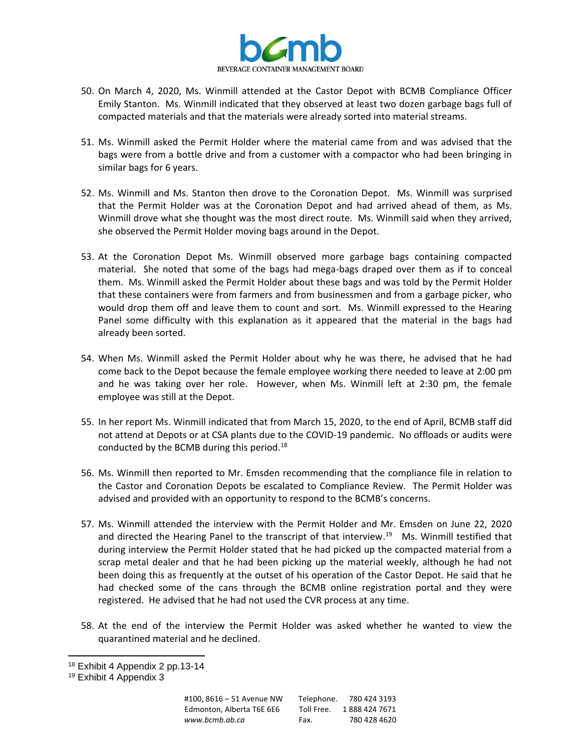50. On March 4, 2020, Ms. Winmill attended at the Castor Depot with BCMB Compliance Officer Emily Stanton. Ms. Winmill indicated that they observed at least two dozen garbage bags full of compacted materials and that the materials were already sorted into material streams.

51. Ms. Winmill asked the Permit Holder where the material came from and was advised that the bags were from a bottle drive and from a customer with a compactor who had been bringing in similar bags for 6 years.

52. Ms. Winmill and Ms. Stanton then drove to the Coronation Depot. Ms. Winmill was surprised that the Permit Holder was at the Coronation Depot and had arrived ahead of them, as Ms. Winmill drove what she thought was the most direct route. Ms. Winmill said when they arrived, she observed the Permit Holder moving bags around in the Depot.

53. At the Coronation Depot Ms. Winmill observed more garbage bags containing compacted material. She noted that some of the bags had mega-bags draped over them as if to conceal them. Ms. Winmill asked the Permit Holder about these bags and was told by the Permit Holder that these containers were from farmers and from businessmen and from a garbage picker, who would drop them off and leave them to count and sort. Ms. Winmill expressed to the Hearing Panel some difficulty with this explanation as it appeared that the material in the bags had already been sorted.

54. When Ms. Winmill asked the Permit Holder about why he was there, he advised that he had come back to the Depot because the female employee working there needed to leave at 2:00 pm and he was taking over her role. However, when Ms. Winmill left at 2:30 pm, the female employee was still at the Depot.

55. In her report Ms. Winmill indicated that from March 15, 2020, to the end of April, BCMB staff did not attend at Depots or at CSA plants due to the COVID-19 pandemic. No offloads or audits were conducted by the BCMB during this period.[18]

56. Ms. Winmill then reported to Mr. Emsden recommending that the compliance file in relation to the Castor and Coronation Depots be escalated to Compliance Review. The Permit Holder was advised and provided with an opportunity to respond to the BCMB's concerns.

57. Ms. Winmill attended the interview with the Permit Holder and Mr. Emsden on June 22, 2020 and directed the Hearing Panel to the transcript of that interview.[19] Ms. Winmill testified that during interview the Permit Holder stated that he had picked up the compacted material from a scrap metal dealer and that he had been picking up the material weekly, although he had not been doing this as frequently at the outset of his operation of the Castor Depot. He said that he had checked some of the cans through the BCMB online registration portal and they were registered. He advised that he had not used the CVR process at any time.

58. At the end of the interview the Permit Holder was asked whether he wanted to view the quarantined material and he declined.

---

[18] Exhibit 4 Appendix 2 pp.13-14

[19] Exhibit 4 Appendix 3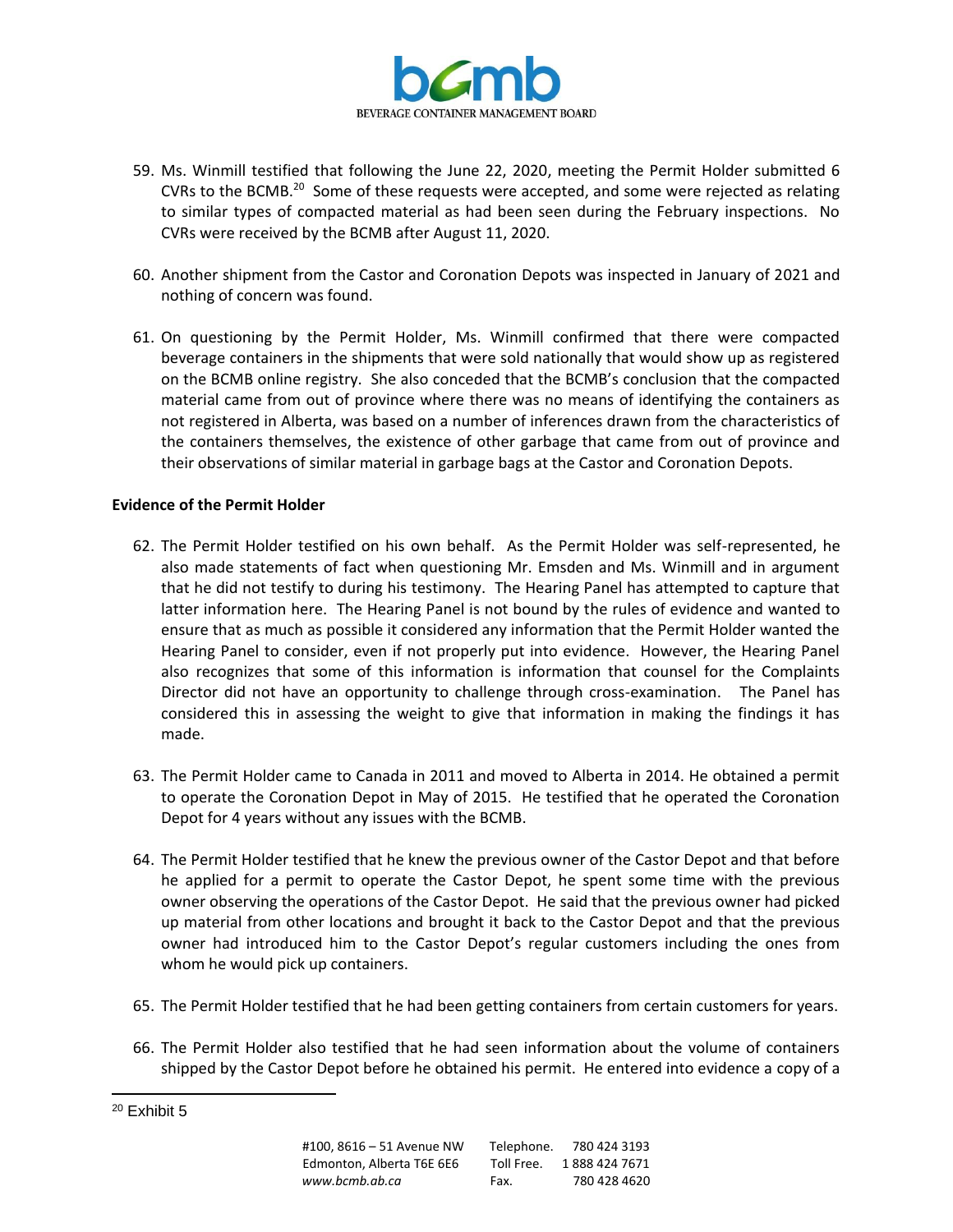59. Ms. Winmill testified that following the June 22, 2020, meeting the Permit Holder submitted 6 CVRs to the BCMB.[20] Some of these requests were accepted, and some were rejected as relating to similar types of compacted material as had been seen during the February inspections. No CVRs were received by the BCMB after August 11, 2020.

60. Another shipment from the Castor and Coronation Depots was inspected in January of 2021 and nothing of concern was found.

61. On questioning by the Permit Holder, Ms. Winmill confirmed that there were compacted beverage containers in the shipments that were sold nationally that would show up as registered on the BCMB online registry. She also conceded that the BCMB's conclusion that the compacted material came from out of province where there was no means of identifying the containers as not registered in Alberta, was based on a number of inferences drawn from the characteristics of the containers themselves, the existence of other garbage that came from out of province and their observations of similar material in garbage bags at the Castor and Coronation Depots.

**Evidence of the Permit Holder**

62. The Permit Holder testified on his own behalf. As the Permit Holder was self-represented, he also made statements of fact when questioning Mr. Emsden and Ms. Winmill and in argument that he did not testify to during his testimony. The Hearing Panel has attempted to capture that latter information here. The Hearing Panel is not bound by the rules of evidence and wanted to ensure that as much as possible it considered any information that the Permit Holder wanted the Hearing Panel to consider, even if not properly put into evidence. However, the Hearing Panel also recognizes that some of this information is information that counsel for the Complaints Director did not have an opportunity to challenge through cross-examination. The Panel has considered this in assessing the weight to give that information in making the findings it has made.

63. The Permit Holder came to Canada in 2011 and moved to Alberta in 2014. He obtained a permit to operate the Coronation Depot in May of 2015. He testified that he operated the Coronation Depot for 4 years without any issues with the BCMB.

64. The Permit Holder testified that he knew the previous owner of the Castor Depot and that before he applied for a permit to operate the Castor Depot, he spent some time with the previous owner observing the operations of the Castor Depot. He said that the previous owner had picked up material from other locations and brought it back to the Castor Depot and that the previous owner had introduced him to the Castor Depot's regular customers including the ones from whom he would pick up containers.

65. The Permit Holder testified that he had been getting containers from certain customers for years.

66. The Permit Holder also testified that he had seen information about the volume of containers shipped by the Castor Depot before he obtained his permit. He entered into evidence a copy of a

[20] Exhibit 5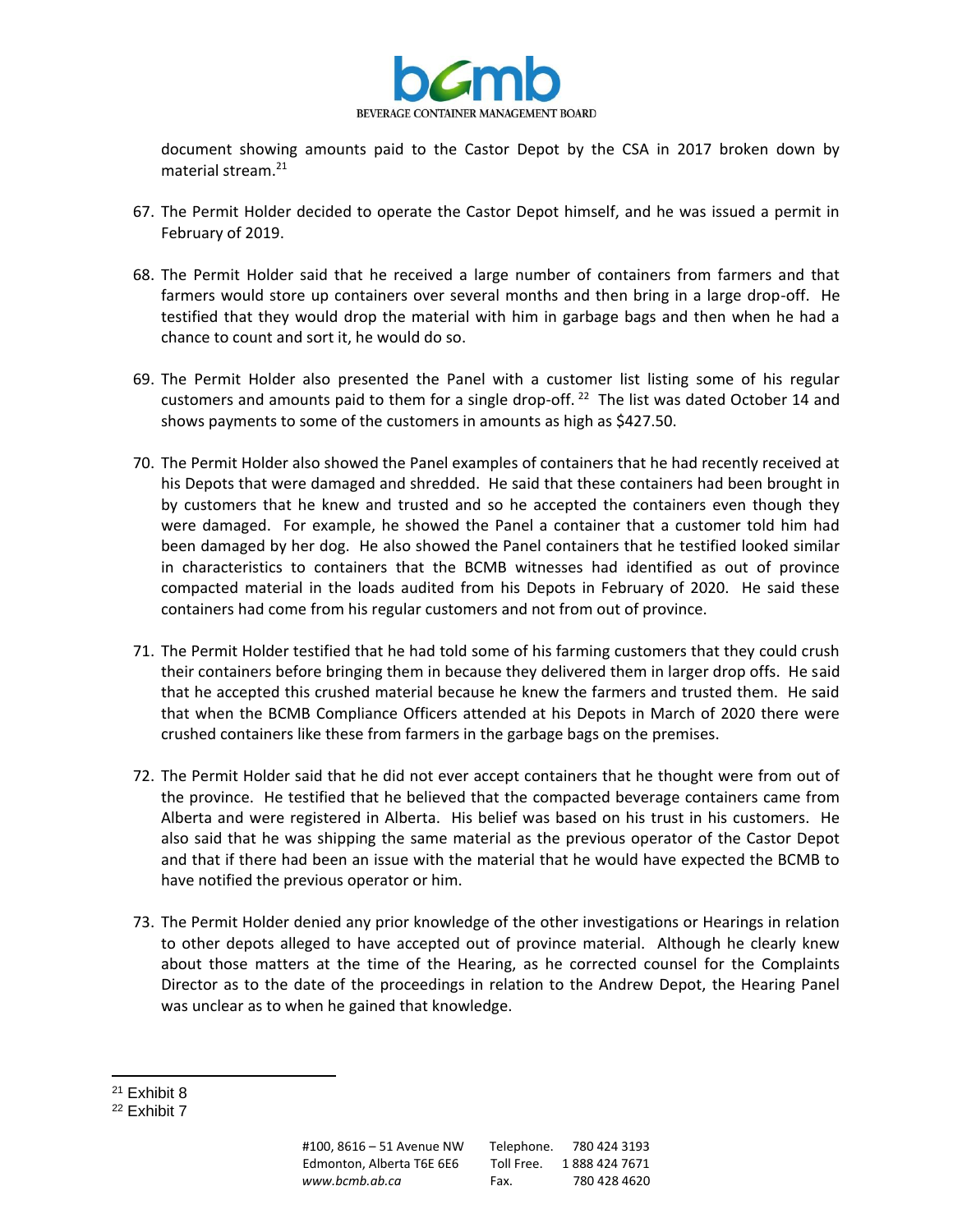document showing amounts paid to the Castor Depot by the CSA in 2017 broken down by material stream.[21]

67. The Permit Holder decided to operate the Castor Depot himself, and he was issued a permit in February of 2019.

68. The Permit Holder said that he received a large number of containers from farmers and that farmers would store up containers over several months and then bring in a large drop-off. He testified that they would drop the material with him in garbage bags and then when he had a chance to count and sort it, he would do so.

69. The Permit Holder also presented the Panel with a customer list listing some of his regular customers and amounts paid to them for a single drop-off.[22] The list was dated October 14 and shows payments to some of the customers in amounts as high as $427.50.

70. The Permit Holder also showed the Panel examples of containers that he had recently received at his Depots that were damaged and shredded. He said that these containers had been brought in by customers that he knew and trusted and so he accepted the containers even though they were damaged. For example, he showed the Panel a container that a customer told him had been damaged by her dog. He also showed the Panel containers that he testified looked similar in characteristics to containers that the BCMB witnesses had identified as out of province compacted material in the loads audited from his Depots in February of 2020. He said these containers had come from his regular customers and not from out of province.

71. The Permit Holder testified that he had told some of his farming customers that they could crush their containers before bringing them in because they delivered them in larger drop offs. He said that he accepted this crushed material because he knew the farmers and trusted them. He said that when the BCMB Compliance Officers attended at his Depots in March of 2020 there were crushed containers like these from farmers in the garbage bags on the premises.

72. The Permit Holder said that he did not ever accept containers that he thought were from out of the province. He testified that he believed that the compacted beverage containers came from Alberta and were registered in Alberta. His belief was based on his trust in his customers. He also said that he was shipping the same material as the previous operator of the Castor Depot and that if there had been an issue with the material that he would have expected the BCMB to have notified the previous operator or him.

73. The Permit Holder denied any prior knowledge of the other investigations or Hearings in relation to other depots alleged to have accepted out of province material. Although he clearly knew about those matters at the time of the Hearing, as he corrected counsel for the Complaints Director as to the date of the proceedings in relation to the Andrew Depot, the Hearing Panel was unclear as to when he gained that knowledge.

---

[21] Exhibit 8

[22] Exhibit 7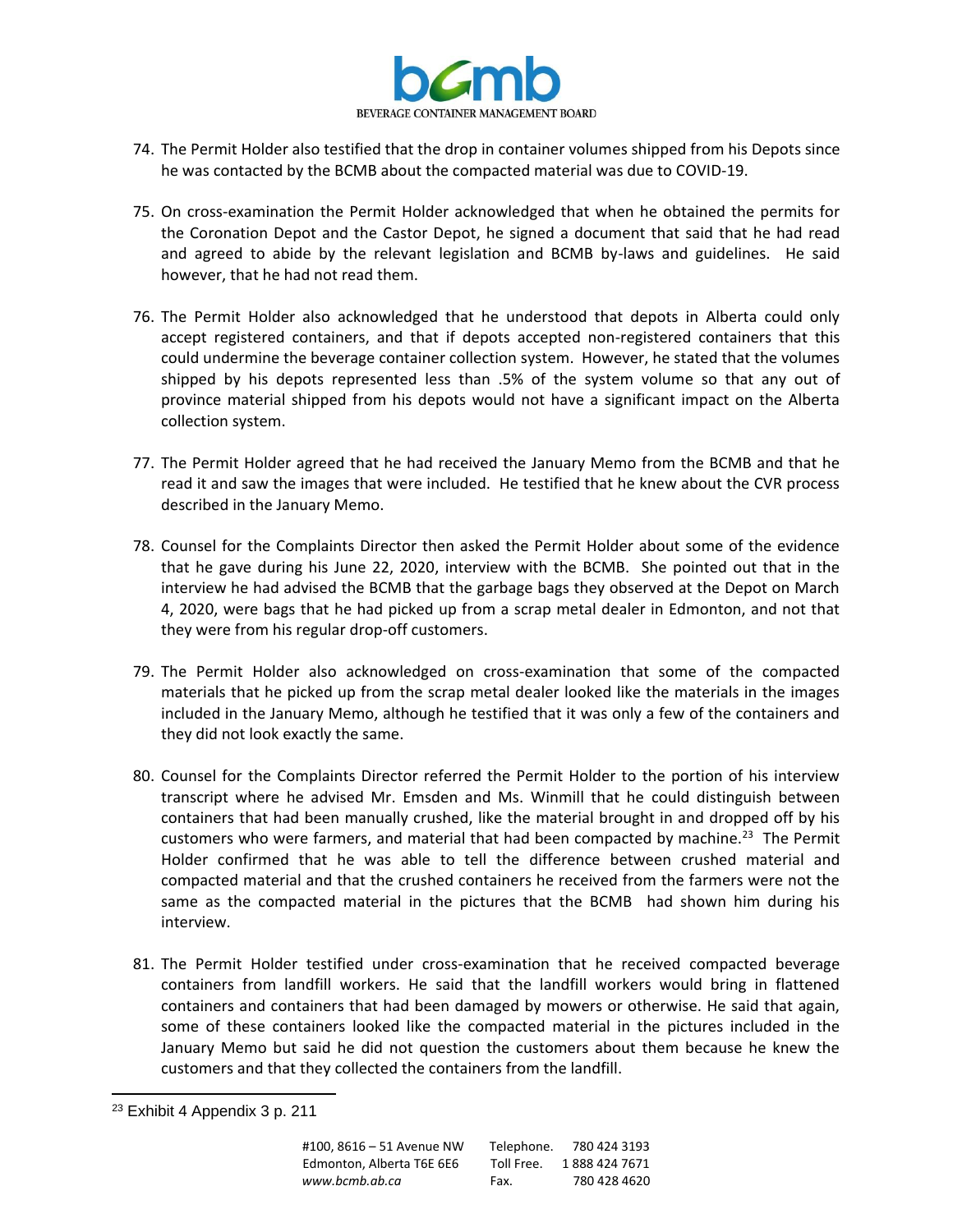74. The Permit Holder also testified that the drop in container volumes shipped from his Depots since he was contacted by the BCMB about the compacted material was due to COVID-19.

75. On cross-examination the Permit Holder acknowledged that when he obtained the permits for the Coronation Depot and the Castor Depot, he signed a document that said that he had read and agreed to abide by the relevant legislation and BCMB by-laws and guidelines. He said however, that he had not read them.

76. The Permit Holder also acknowledged that he understood that depots in Alberta could only accept registered containers, and that if depots accepted non-registered containers that this could undermine the beverage container collection system. However, he stated that the volumes shipped by his depots represented less than .5% of the system volume so that any out of province material shipped from his depots would not have a significant impact on the Alberta collection system.

77. The Permit Holder agreed that he had received the January Memo from the BCMB and that he read it and saw the images that were included. He testified that he knew about the CVR process described in the January Memo.

78. Counsel for the Complaints Director then asked the Permit Holder about some of the evidence that he gave during his June 22, 2020, interview with the BCMB. She pointed out that in the interview he had advised the BCMB that the garbage bags they observed at the Depot on March 4, 2020, were bags that he had picked up from a scrap metal dealer in Edmonton, and not that they were from his regular drop-off customers.

79. The Permit Holder also acknowledged on cross-examination that some of the compacted materials that he picked up from the scrap metal dealer looked like the materials in the images included in the January Memo, although he testified that it was only a few of the containers and they did not look exactly the same.

80. Counsel for the Complaints Director referred the Permit Holder to the portion of his interview transcript where he advised Mr. Emsden and Ms. Winmill that he could distinguish between containers that had been manually crushed, like the material brought in and dropped off by his customers who were farmers, and material that had been compacted by machine.[23] The Permit Holder confirmed that he was able to tell the difference between crushed material and compacted material and that the crushed containers he received from the farmers were not the same as the compacted material in the pictures that the BCMB had shown him during his interview.

81. The Permit Holder testified under cross-examination that he received compacted beverage containers from landfill workers. He said that the landfill workers would bring in flattened containers and containers that had been damaged by mowers or otherwise. He said that again, some of these containers looked like the compacted material in the pictures included in the January Memo but said he did not question the customers about them because he knew the customers and that they collected the containers from the landfill.

[23] Exhibit 4 Appendix 3 p. 211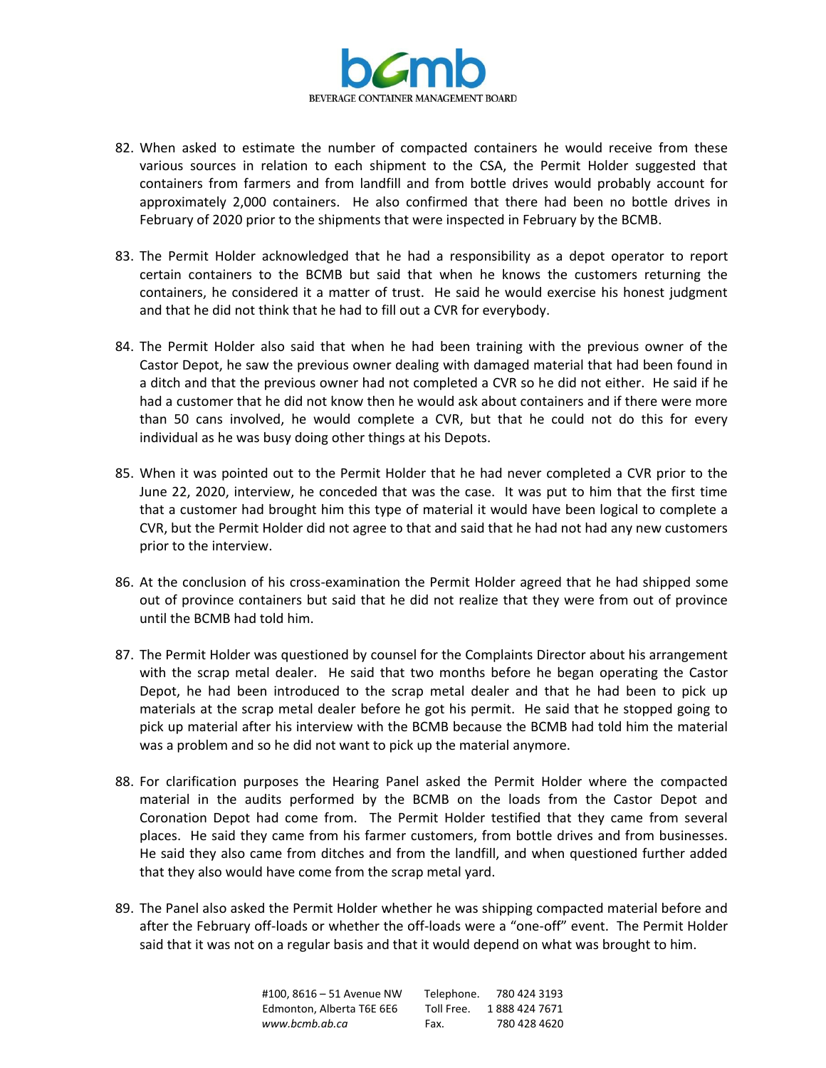82. When asked to estimate the number of compacted containers he would receive from these various sources in relation to each shipment to the CSA, the Permit Holder suggested that containers from farmers and from landfill and from bottle drives would probably account for approximately 2,000 containers. He also confirmed that there had been no bottle drives in February of 2020 prior to the shipments that were inspected in February by the BCMB.

83. The Permit Holder acknowledged that he had a responsibility as a depot operator to report certain containers to the BCMB but said that when he knows the customers returning the containers, he considered it a matter of trust. He said he would exercise his honest judgment and that he did not think that he had to fill out a CVR for everybody.

84. The Permit Holder also said that when he had been training with the previous owner of the Castor Depot, he saw the previous owner dealing with damaged material that had been found in a ditch and that the previous owner had not completed a CVR so he did not either. He said if he had a customer that he did not know then he would ask about containers and if there were more than 50 cans involved, he would complete a CVR, but that he could not do this for every individual as he was busy doing other things at his Depots.

85. When it was pointed out to the Permit Holder that he had never completed a CVR prior to the June 22, 2020, interview, he conceded that was the case. It was put to him that the first time that a customer had brought him this type of material it would have been logical to complete a CVR, but the Permit Holder did not agree to that and said that he had not had any new customers prior to the interview.

86. At the conclusion of his cross-examination the Permit Holder agreed that he had shipped some out of province containers but said that he did not realize that they were from out of province until the BCMB had told him.

87. The Permit Holder was questioned by counsel for the Complaints Director about his arrangement with the scrap metal dealer. He said that two months before he began operating the Castor Depot, he had been introduced to the scrap metal dealer and that he had been to pick up materials at the scrap metal dealer before he got his permit. He said that he stopped going to pick up material after his interview with the BCMB because the BCMB had told him the material was a problem and so he did not want to pick up the material anymore.

88. For clarification purposes the Hearing Panel asked the Permit Holder where the compacted material in the audits performed by the BCMB on the loads from the Castor Depot and Coronation Depot had come from. The Permit Holder testified that they came from several places. He said they came from his farmer customers, from bottle drives and from businesses. He said they also came from ditches and from the landfill, and when questioned further added that they also would have come from the scrap metal yard.

89. The Panel also asked the Permit Holder whether he was shipping compacted material before and after the February off-loads or whether the off-loads were a "one-off" event. The Permit Holder said that it was not on a regular basis and that it would depend on what was brought to him.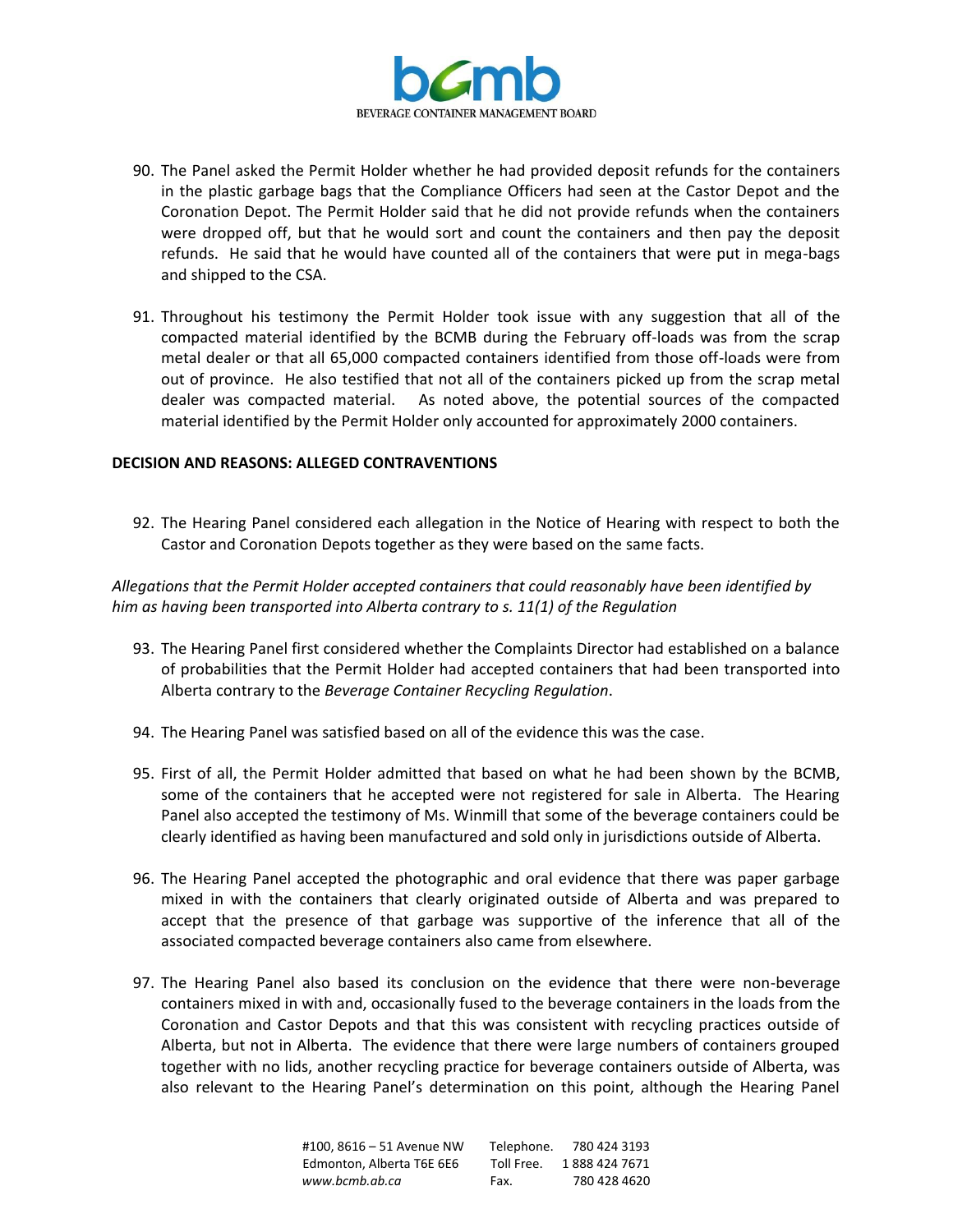90. The Panel asked the Permit Holder whether he had provided deposit refunds for the containers in the plastic garbage bags that the Compliance Officers had seen at the Castor Depot and the Coronation Depot. The Permit Holder said that he did not provide refunds when the containers were dropped off, but that he would sort and count the containers and then pay the deposit refunds. He said that he would have counted all of the containers that were put in mega-bags and shipped to the CSA.

91. Throughout his testimony the Permit Holder took issue with any suggestion that all of the compacted material identified by the BCMB during the February off-loads was from the scrap metal dealer or that all 65,000 compacted containers identified from those off-loads were from out of province. He also testified that not all of the containers picked up from the scrap metal dealer was compacted material. As noted above, the potential sources of the compacted material identified by the Permit Holder only accounted for approximately 2000 containers.

**DECISION AND REASONS: ALLEGED CONTRAVENTIONS**

92. The Hearing Panel considered each allegation in the Notice of Hearing with respect to both the Castor and Coronation Depots together as they were based on the same facts.

*Allegations that the Permit Holder accepted containers that could reasonably have been identified by him as having been transported into Alberta contrary to s. 11(1) of the Regulation*

93. The Hearing Panel first considered whether the Complaints Director had established on a balance of probabilities that the Permit Holder had accepted containers that had been transported into Alberta contrary to the *Beverage Container Recycling Regulation*.

94. The Hearing Panel was satisfied based on all of the evidence this was the case.

95. First of all, the Permit Holder admitted that based on what he had been shown by the BCMB, some of the containers that he accepted were not registered for sale in Alberta. The Hearing Panel also accepted the testimony of Ms. Winmill that some of the beverage containers could be clearly identified as having been manufactured and sold only in jurisdictions outside of Alberta.

96. The Hearing Panel accepted the photographic and oral evidence that there was paper garbage mixed in with the containers that clearly originated outside of Alberta and was prepared to accept that the presence of that garbage was supportive of the inference that all of the associated compacted beverage containers also came from elsewhere.

97. The Hearing Panel also based its conclusion on the evidence that there were non-beverage containers mixed in with and, occasionally fused to the beverage containers in the loads from the Coronation and Castor Depots and that this was consistent with recycling practices outside of Alberta, but not in Alberta. The evidence that there were large numbers of containers grouped together with no lids, another recycling practice for beverage containers outside of Alberta, was also relevant to the Hearing Panel's determination on this point, although the Hearing Panel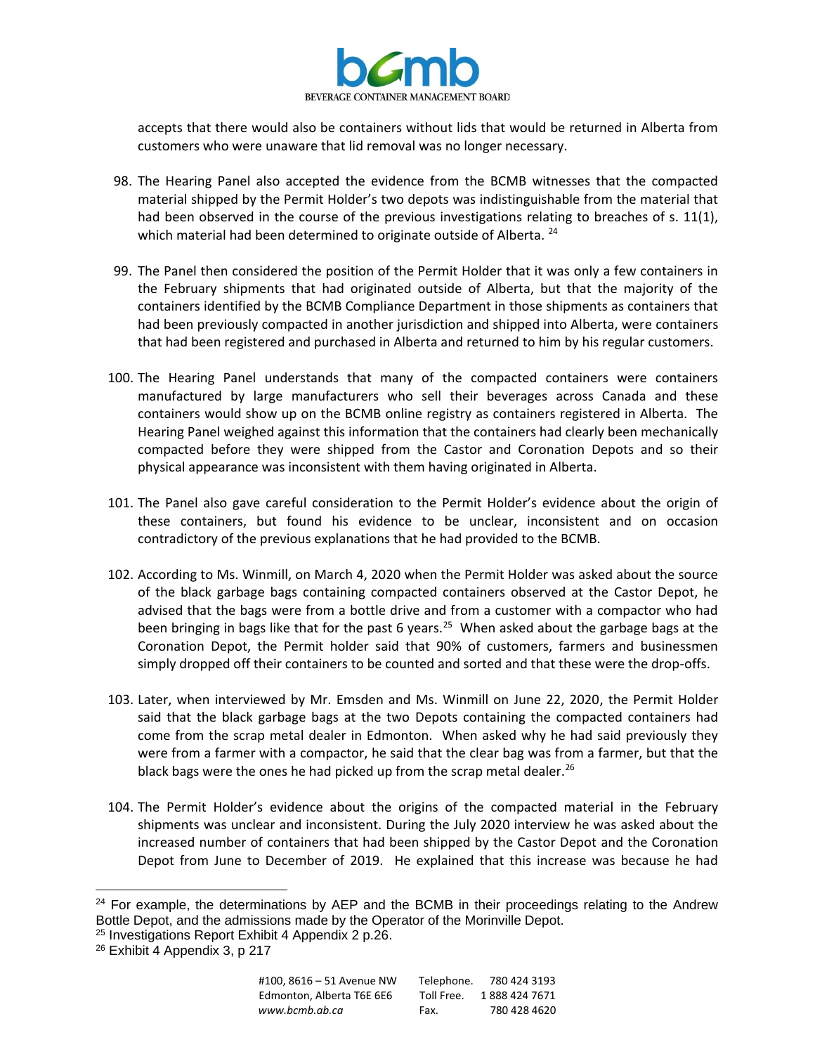accepts that there would also be containers without lids that would be returned in Alberta from customers who were unaware that lid removal was no longer necessary.

98. The Hearing Panel also accepted the evidence from the BCMB witnesses that the compacted material shipped by the Permit Holder's two depots was indistinguishable from the material that had been observed in the course of the previous investigations relating to breaches of s. 11(1), which material had been determined to originate outside of Alberta. [24]

99. The Panel then considered the position of the Permit Holder that it was only a few containers in the February shipments that had originated outside of Alberta, but that the majority of the containers identified by the BCMB Compliance Department in those shipments as containers that had been previously compacted in another jurisdiction and shipped into Alberta, were containers that had been registered and purchased in Alberta and returned to him by his regular customers.

100. The Hearing Panel understands that many of the compacted containers were containers manufactured by large manufacturers who sell their beverages across Canada and these containers would show up on the BCMB online registry as containers registered in Alberta. The Hearing Panel weighed against this information that the containers had clearly been mechanically compacted before they were shipped from the Castor and Coronation Depots and so their physical appearance was inconsistent with them having originated in Alberta.

101. The Panel also gave careful consideration to the Permit Holder's evidence about the origin of these containers, but found his evidence to be unclear, inconsistent and on occasion contradictory of the previous explanations that he had provided to the BCMB.

102. According to Ms. Winmill, on March 4, 2020 when the Permit Holder was asked about the source of the black garbage bags containing compacted containers observed at the Castor Depot, he advised that the bags were from a bottle drive and from a customer with a compactor who had been bringing in bags like that for the past 6 years.[25] When asked about the garbage bags at the Coronation Depot, the Permit holder said that 90% of customers, farmers and businessmen simply dropped off their containers to be counted and sorted and that these were the drop-offs.

103. Later, when interviewed by Mr. Emsden and Ms. Winmill on June 22, 2020, the Permit Holder said that the black garbage bags at the two Depots containing the compacted containers had come from the scrap metal dealer in Edmonton. When asked why he had said previously they were from a farmer with a compactor, he said that the clear bag was from a farmer, but that the black bags were the ones he had picked up from the scrap metal dealer.[26]

104. The Permit Holder's evidence about the origins of the compacted material in the February shipments was unclear and inconsistent. During the July 2020 interview he was asked about the increased number of containers that had been shipped by the Castor Depot and the Coronation Depot from June to December of 2019. He explained that this increase was because he had

---

[24] For example, the determinations by AEP and the BCMB in their proceedings relating to the Andrew Bottle Depot, and the admissions made by the Operator of the Morinville Depot.

[25] Investigations Report Exhibit 4 Appendix 2 p.26.

[26] Exhibit 4 Appendix 3, p 217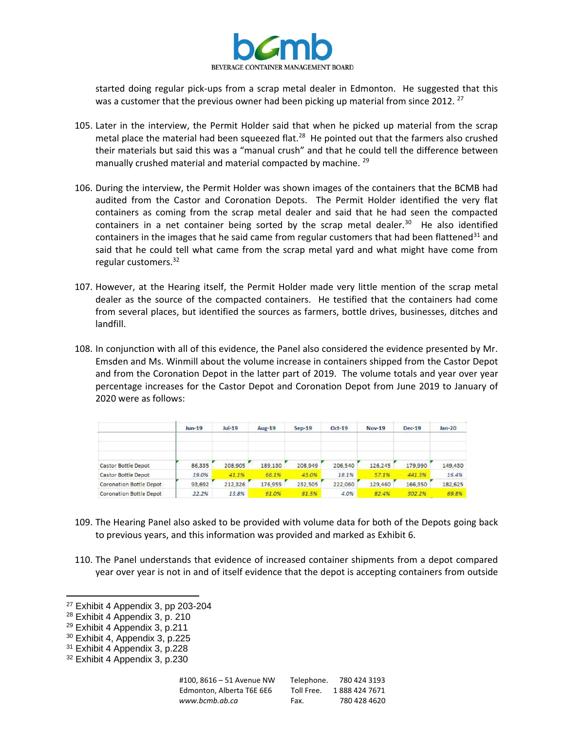started doing regular pick-ups from a scrap metal dealer in Edmonton. He suggested that this was a customer that the previous owner had been picking up material from since 2012. [27]

105. Later in the interview, the Permit Holder said that when he picked up material from the scrap metal place the material had been squeezed flat.[28] He pointed out that the farmers also crushed their materials but said this was a "manual crush" and that he could tell the difference between manually crushed material and material compacted by machine. [29]

106. During the interview, the Permit Holder was shown images of the containers that the BCMB had audited from the Castor and Coronation Depots. The Permit Holder identified the very flat containers as coming from the scrap metal dealer and said that he had seen the compacted containers in a net container being sorted by the scrap metal dealer.[30] He also identified containers in the images that he said came from regular customers that had been flattened[31] and said that he could tell what came from the scrap metal yard and what might have come from regular customers.[32]

107. However, at the Hearing itself, the Permit Holder made very little mention of the scrap metal dealer as the source of the compacted containers. He testified that the containers had come from several places, but identified the sources as farmers, bottle drives, businesses, ditches and landfill.

108. In conjunction with all of this evidence, the Panel also considered the evidence presented by Mr. Emsden and Ms. Winmill about the volume increase in containers shipped from the Castor Depot and from the Coronation Depot in the latter part of 2019. The volume totals and year over year percentage increases for the Castor Depot and Coronation Depot from June 2019 to January of 2020 were as follows:

| | Jun-19 | Jul-19 | Aug-19 | Sep-19 | Oct-19 | Nov-19 | Dec-19 | Jan-20 |
|---|---|---|---|---|---|---|---|---|
| Castor Bottle Depot | 86,335 | 208,905 | 189,130 | 208,949 | 206,540 | 126,245 | 179,990 | 149,430 |
| Castor Bottle Depot | 19.0% | 41.1% | 66.1% | 43.0% | 18.1% | 57.1% | 441.3% | 16.4% |
| Coronation Bottle Depot | 93,692 | 212,326 | 176,955 | 232,505 | 222,060 | 129,460 | 166,350 | 182,625 |
| Coronation Bottle Depot | 22.2% | 13.8% | 61.0% | 81.5% | 4.0% | 82.4% | 302.2% | 69.8% |

109. The Hearing Panel also asked to be provided with volume data for both of the Depots going back to previous years, and this information was provided and marked as Exhibit 6.

110. The Panel understands that evidence of increased container shipments from a depot compared year over year is not in and of itself evidence that the depot is accepting containers from outside

[27] Exhibit 4 Appendix 3, pp 203-204
[28] Exhibit 4 Appendix 3, p. 210
[29] Exhibit 4 Appendix 3, p.211
[30] Exhibit 4, Appendix 3, p.225
[31] Exhibit 4 Appendix 3, p.228
[32] Exhibit 4 Appendix 3, p.230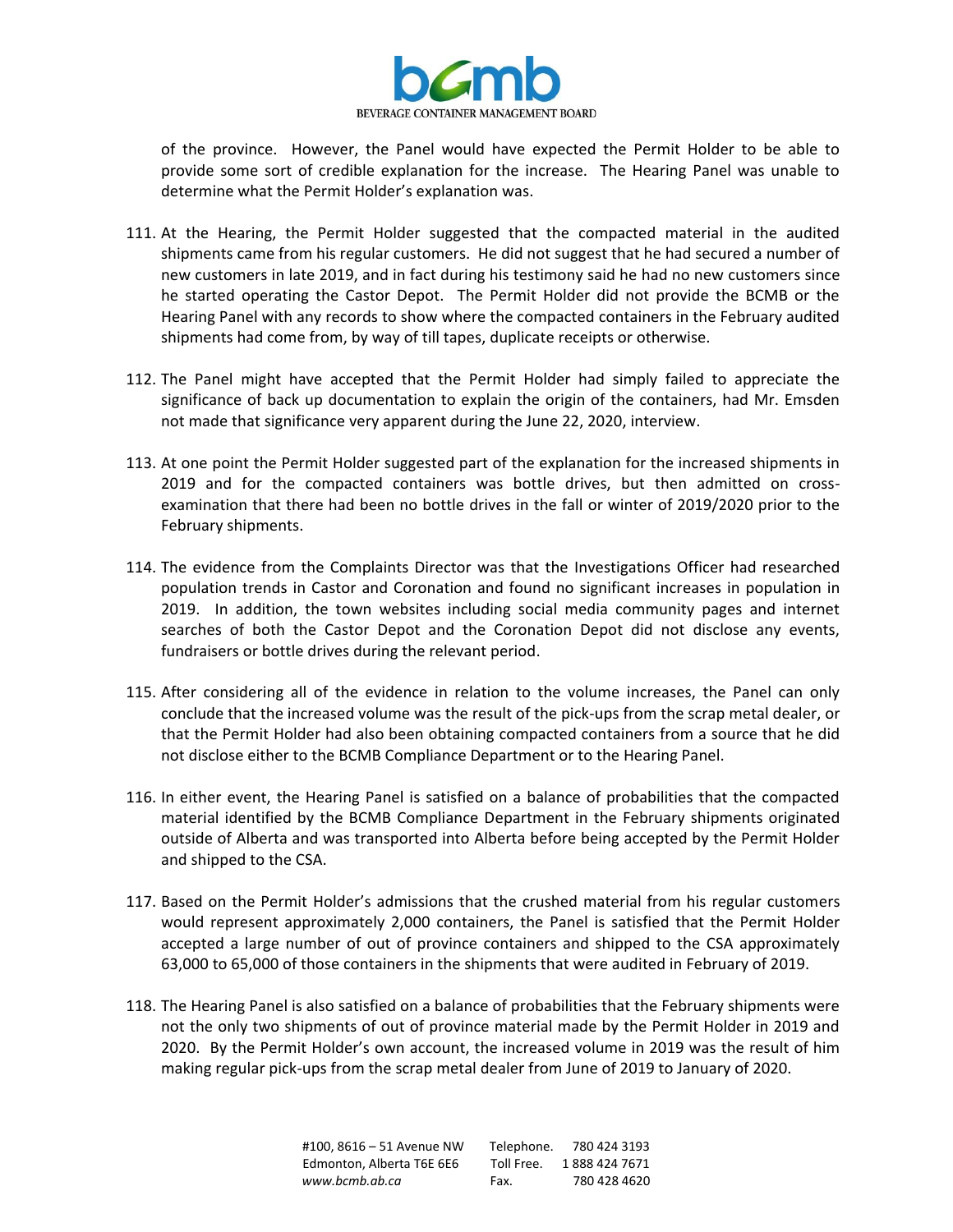of the province. However, the Panel would have expected the Permit Holder to be able to provide some sort of credible explanation for the increase. The Hearing Panel was unable to determine what the Permit Holder's explanation was.

111. At the Hearing, the Permit Holder suggested that the compacted material in the audited shipments came from his regular customers. He did not suggest that he had secured a number of new customers in late 2019, and in fact during his testimony said he had no new customers since he started operating the Castor Depot. The Permit Holder did not provide the BCMB or the Hearing Panel with any records to show where the compacted containers in the February audited shipments had come from, by way of till tapes, duplicate receipts or otherwise.

112. The Panel might have accepted that the Permit Holder had simply failed to appreciate the significance of back up documentation to explain the origin of the containers, had Mr. Emsden not made that significance very apparent during the June 22, 2020, interview.

113. At one point the Permit Holder suggested part of the explanation for the increased shipments in 2019 and for the compacted containers was bottle drives, but then admitted on cross-examination that there had been no bottle drives in the fall or winter of 2019/2020 prior to the February shipments.

114. The evidence from the Complaints Director was that the Investigations Officer had researched population trends in Castor and Coronation and found no significant increases in population in 2019. In addition, the town websites including social media community pages and internet searches of both the Castor Depot and the Coronation Depot did not disclose any events, fundraisers or bottle drives during the relevant period.

115. After considering all of the evidence in relation to the volume increases, the Panel can only conclude that the increased volume was the result of the pick-ups from the scrap metal dealer, or that the Permit Holder had also been obtaining compacted containers from a source that he did not disclose either to the BCMB Compliance Department or to the Hearing Panel.

116. In either event, the Hearing Panel is satisfied on a balance of probabilities that the compacted material identified by the BCMB Compliance Department in the February shipments originated outside of Alberta and was transported into Alberta before being accepted by the Permit Holder and shipped to the CSA.

117. Based on the Permit Holder's admissions that the crushed material from his regular customers would represent approximately 2,000 containers, the Panel is satisfied that the Permit Holder accepted a large number of out of province containers and shipped to the CSA approximately 63,000 to 65,000 of those containers in the shipments that were audited in February of 2019.

118. The Hearing Panel is also satisfied on a balance of probabilities that the February shipments were not the only two shipments of out of province material made by the Permit Holder in 2019 and 2020. By the Permit Holder's own account, the increased volume in 2019 was the result of him making regular pick-ups from the scrap metal dealer from June of 2019 to January of 2020.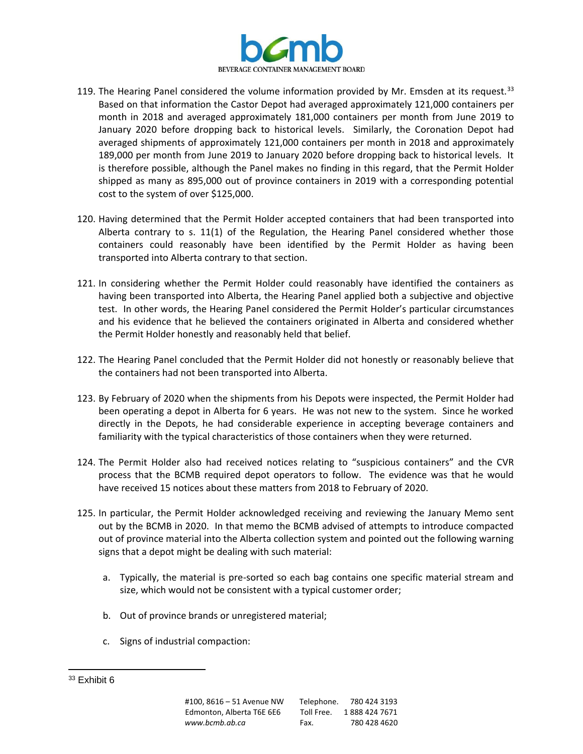119. The Hearing Panel considered the volume information provided by Mr. Emsden at its request.[33] Based on that information the Castor Depot had averaged approximately 121,000 containers per month in 2018 and averaged approximately 181,000 containers per month from June 2019 to January 2020 before dropping back to historical levels. Similarly, the Coronation Depot had averaged shipments of approximately 121,000 containers per month in 2018 and approximately 189,000 per month from June 2019 to January 2020 before dropping back to historical levels. It is therefore possible, although the Panel makes no finding in this regard, that the Permit Holder shipped as many as 895,000 out of province containers in 2019 with a corresponding potential cost to the system of over $125,000.

120. Having determined that the Permit Holder accepted containers that had been transported into Alberta contrary to s. 11(1) of the Regulation, the Hearing Panel considered whether those containers could reasonably have been identified by the Permit Holder as having been transported into Alberta contrary to that section.

121. In considering whether the Permit Holder could reasonably have identified the containers as having been transported into Alberta, the Hearing Panel applied both a subjective and objective test. In other words, the Hearing Panel considered the Permit Holder's particular circumstances and his evidence that he believed the containers originated in Alberta and considered whether the Permit Holder honestly and reasonably held that belief.

122. The Hearing Panel concluded that the Permit Holder did not honestly or reasonably believe that the containers had not been transported into Alberta.

123. By February of 2020 when the shipments from his Depots were inspected, the Permit Holder had been operating a depot in Alberta for 6 years. He was not new to the system. Since he worked directly in the Depots, he had considerable experience in accepting beverage containers and familiarity with the typical characteristics of those containers when they were returned.

124. The Permit Holder also had received notices relating to "suspicious containers" and the CVR process that the BCMB required depot operators to follow. The evidence was that he would have received 15 notices about these matters from 2018 to February of 2020.

125. In particular, the Permit Holder acknowledged receiving and reviewing the January Memo sent out by the BCMB in 2020. In that memo the BCMB advised of attempts to introduce compacted out of province material into the Alberta collection system and pointed out the following warning signs that a depot might be dealing with such material:

    a. Typically, the material is pre-sorted so each bag contains one specific material stream and size, which would not be consistent with a typical customer order;

    b. Out of province brands or unregistered material;

    c. Signs of industrial compaction:

---

[33] Exhibit 6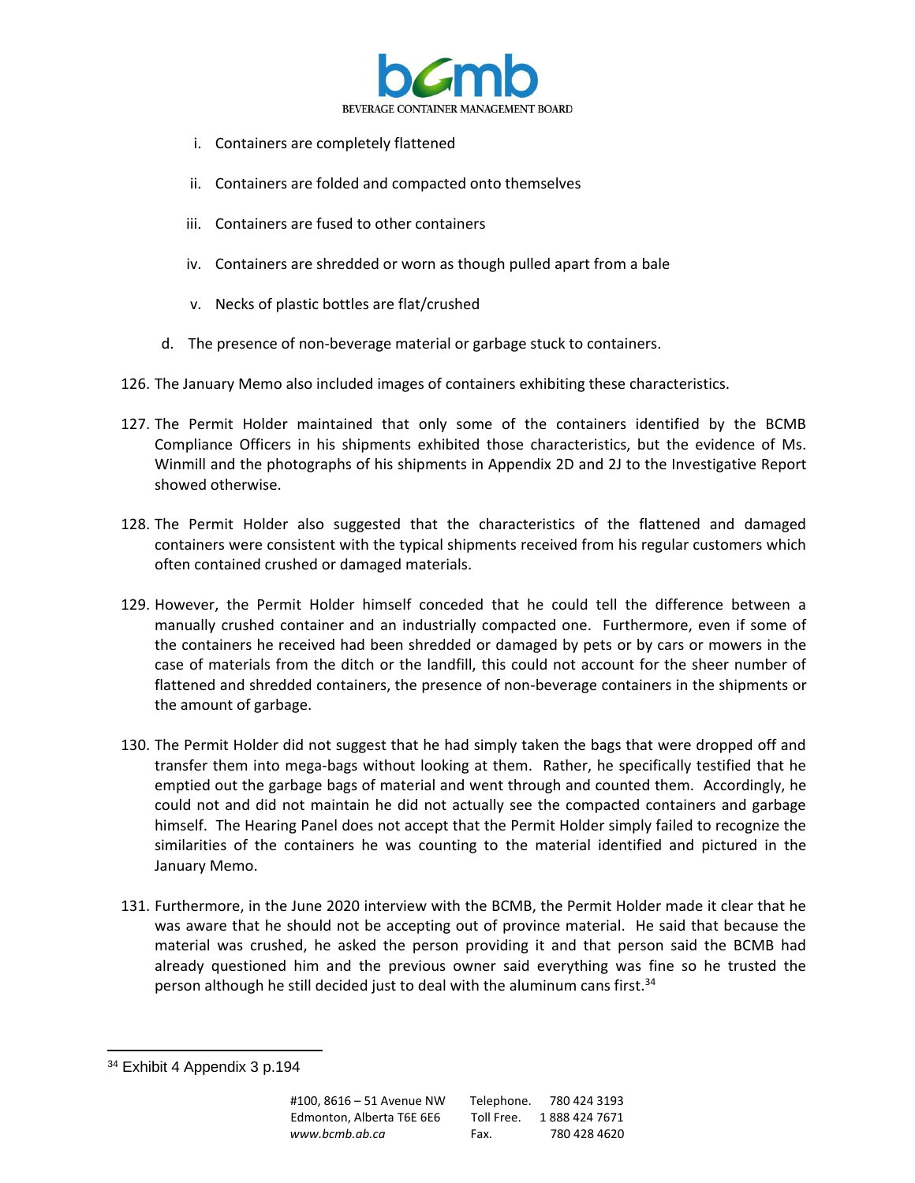i. Containers are completely flattened

   ii. Containers are folded and compacted onto themselves

   iii. Containers are fused to other containers

   iv. Containers are shredded or worn as though pulled apart from a bale

   v. Necks of plastic bottles are flat/crushed

d. The presence of non-beverage material or garbage stuck to containers.

126. The January Memo also included images of containers exhibiting these characteristics.

127. The Permit Holder maintained that only some of the containers identified by the BCMB Compliance Officers in his shipments exhibited those characteristics, but the evidence of Ms. Winmill and the photographs of his shipments in Appendix 2D and 2J to the Investigative Report showed otherwise.

128. The Permit Holder also suggested that the characteristics of the flattened and damaged containers were consistent with the typical shipments received from his regular customers which often contained crushed or damaged materials.

129. However, the Permit Holder himself conceded that he could tell the difference between a manually crushed container and an industrially compacted one. Furthermore, even if some of the containers he received had been shredded or damaged by pets or by cars or mowers in the case of materials from the ditch or the landfill, this could not account for the sheer number of flattened and shredded containers, the presence of non-beverage containers in the shipments or the amount of garbage.

130. The Permit Holder did not suggest that he had simply taken the bags that were dropped off and transfer them into mega-bags without looking at them. Rather, he specifically testified that he emptied out the garbage bags of material and went through and counted them. Accordingly, he could not and did not maintain he did not actually see the compacted containers and garbage himself. The Hearing Panel does not accept that the Permit Holder simply failed to recognize the similarities of the containers he was counting to the material identified and pictured in the January Memo.

131. Furthermore, in the June 2020 interview with the BCMB, the Permit Holder made it clear that he was aware that he should not be accepting out of province material. He said that because the material was crushed, he asked the person providing it and that person said the BCMB had already questioned him and the previous owner said everything was fine so he trusted the person although he still decided just to deal with the aluminum cans first.[34]

---

[34] Exhibit 4 Appendix 3 p.194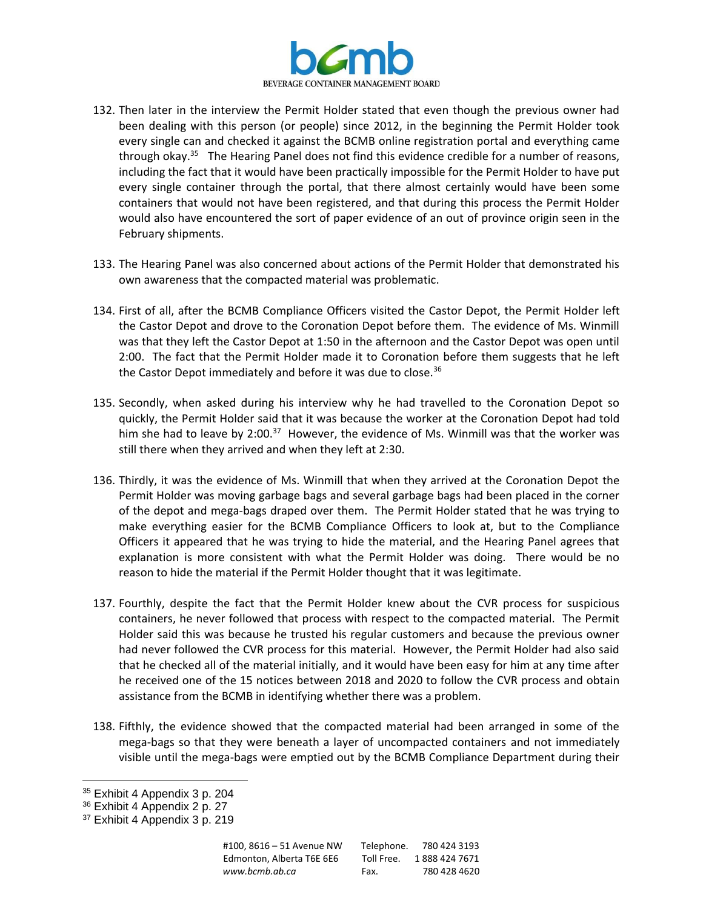132. Then later in the interview the Permit Holder stated that even though the previous owner had been dealing with this person (or people) since 2012, in the beginning the Permit Holder took every single can and checked it against the BCMB online registration portal and everything came through okay.[35] The Hearing Panel does not find this evidence credible for a number of reasons, including the fact that it would have been practically impossible for the Permit Holder to have put every single container through the portal, that there almost certainly would have been some containers that would not have been registered, and that during this process the Permit Holder would also have encountered the sort of paper evidence of an out of province origin seen in the February shipments.

133. The Hearing Panel was also concerned about actions of the Permit Holder that demonstrated his own awareness that the compacted material was problematic.

134. First of all, after the BCMB Compliance Officers visited the Castor Depot, the Permit Holder left the Castor Depot and drove to the Coronation Depot before them. The evidence of Ms. Winmill was that they left the Castor Depot at 1:50 in the afternoon and the Castor Depot was open until 2:00. The fact that the Permit Holder made it to Coronation before them suggests that he left the Castor Depot immediately and before it was due to close.[36]

135. Secondly, when asked during his interview why he had travelled to the Coronation Depot so quickly, the Permit Holder said that it was because the worker at the Coronation Depot had told him she had to leave by 2:00.[37] However, the evidence of Ms. Winmill was that the worker was still there when they arrived and when they left at 2:30.

136. Thirdly, it was the evidence of Ms. Winmill that when they arrived at the Coronation Depot the Permit Holder was moving garbage bags and several garbage bags had been placed in the corner of the depot and mega-bags draped over them. The Permit Holder stated that he was trying to make everything easier for the BCMB Compliance Officers to look at, but to the Compliance Officers it appeared that he was trying to hide the material, and the Hearing Panel agrees that explanation is more consistent with what the Permit Holder was doing. There would be no reason to hide the material if the Permit Holder thought that it was legitimate.

137. Fourthly, despite the fact that the Permit Holder knew about the CVR process for suspicious containers, he never followed that process with respect to the compacted material. The Permit Holder said this was because he trusted his regular customers and because the previous owner had never followed the CVR process for this material. However, the Permit Holder had also said that he checked all of the material initially, and it would have been easy for him at any time after he received one of the 15 notices between 2018 and 2020 to follow the CVR process and obtain assistance from the BCMB in identifying whether there was a problem.

138. Fifthly, the evidence showed that the compacted material had been arranged in some of the mega-bags so that they were beneath a layer of uncompacted containers and not immediately visible until the mega-bags were emptied out by the BCMB Compliance Department during their

[35] Exhibit 4 Appendix 3 p. 204

[36] Exhibit 4 Appendix 2 p. 27

[37] Exhibit 4 Appendix 3 p. 219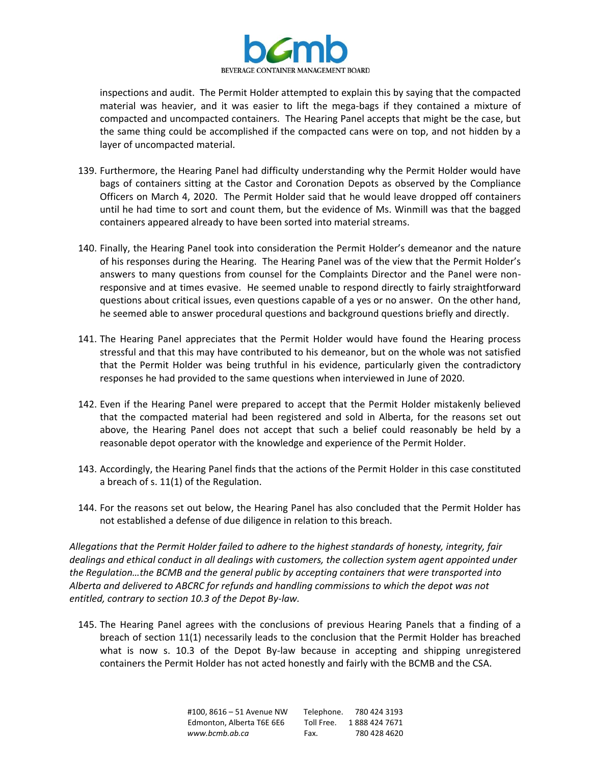inspections and audit. The Permit Holder attempted to explain this by saying that the compacted material was heavier, and it was easier to lift the mega-bags if they contained a mixture of compacted and uncompacted containers. The Hearing Panel accepts that might be the case, but the same thing could be accomplished if the compacted cans were on top, and not hidden by a layer of uncompacted material.

139. Furthermore, the Hearing Panel had difficulty understanding why the Permit Holder would have bags of containers sitting at the Castor and Coronation Depots as observed by the Compliance Officers on March 4, 2020. The Permit Holder said that he would leave dropped off containers until he had time to sort and count them, but the evidence of Ms. Winmill was that the bagged containers appeared already to have been sorted into material streams.

140. Finally, the Hearing Panel took into consideration the Permit Holder's demeanor and the nature of his responses during the Hearing. The Hearing Panel was of the view that the Permit Holder's answers to many questions from counsel for the Complaints Director and the Panel were non-responsive and at times evasive. He seemed unable to respond directly to fairly straightforward questions about critical issues, even questions capable of a yes or no answer. On the other hand, he seemed able to answer procedural questions and background questions briefly and directly.

141. The Hearing Panel appreciates that the Permit Holder would have found the Hearing process stressful and that this may have contributed to his demeanor, but on the whole was not satisfied that the Permit Holder was being truthful in his evidence, particularly given the contradictory responses he had provided to the same questions when interviewed in June of 2020.

142. Even if the Hearing Panel were prepared to accept that the Permit Holder mistakenly believed that the compacted material had been registered and sold in Alberta, for the reasons set out above, the Hearing Panel does not accept that such a belief could reasonably be held by a reasonable depot operator with the knowledge and experience of the Permit Holder.

143. Accordingly, the Hearing Panel finds that the actions of the Permit Holder in this case constituted a breach of s. 11(1) of the Regulation.

144. For the reasons set out below, the Hearing Panel has also concluded that the Permit Holder has not established a defense of due diligence in relation to this breach.

*Allegations that the Permit Holder failed to adhere to the highest standards of honesty, integrity, fair dealings and ethical conduct in all dealings with customers, the collection system agent appointed under the Regulation…the BCMB and the general public by accepting containers that were transported into Alberta and delivered to ABCRC for refunds and handling commissions to which the depot was not entitled, contrary to section 10.3 of the Depot By-law.*

145. The Hearing Panel agrees with the conclusions of previous Hearing Panels that a finding of a breach of section 11(1) necessarily leads to the conclusion that the Permit Holder has breached what is now s. 10.3 of the Depot By-law because in accepting and shipping unregistered containers the Permit Holder has not acted honestly and fairly with the BCMB and the CSA.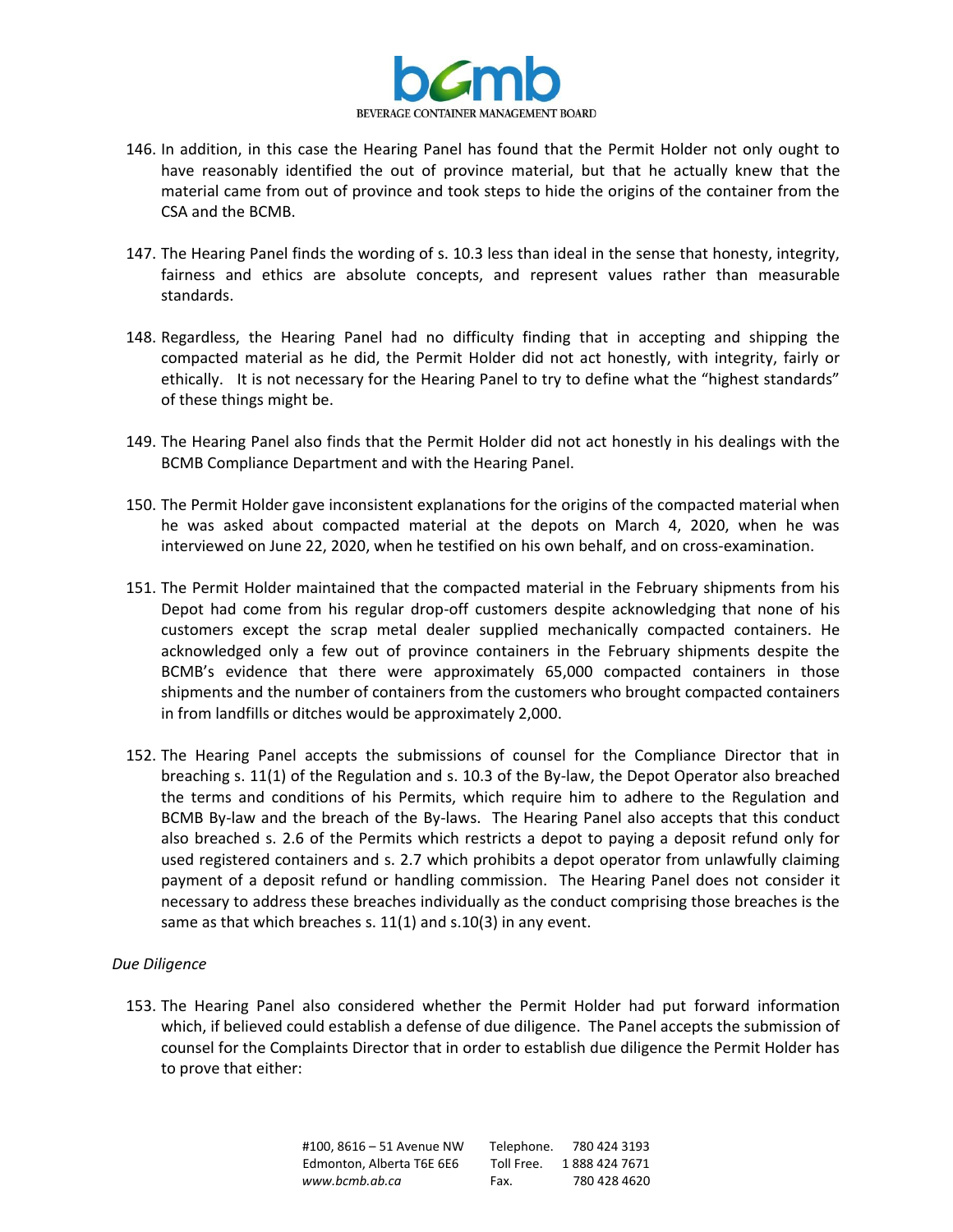146. In addition, in this case the Hearing Panel has found that the Permit Holder not only ought to have reasonably identified the out of province material, but that he actually knew that the material came from out of province and took steps to hide the origins of the container from the CSA and the BCMB.

147. The Hearing Panel finds the wording of s. 10.3 less than ideal in the sense that honesty, integrity, fairness and ethics are absolute concepts, and represent values rather than measurable standards.

148. Regardless, the Hearing Panel had no difficulty finding that in accepting and shipping the compacted material as he did, the Permit Holder did not act honestly, with integrity, fairly or ethically. It is not necessary for the Hearing Panel to try to define what the "highest standards" of these things might be.

149. The Hearing Panel also finds that the Permit Holder did not act honestly in his dealings with the BCMB Compliance Department and with the Hearing Panel.

150. The Permit Holder gave inconsistent explanations for the origins of the compacted material when he was asked about compacted material at the depots on March 4, 2020, when he was interviewed on June 22, 2020, when he testified on his own behalf, and on cross-examination.

151. The Permit Holder maintained that the compacted material in the February shipments from his Depot had come from his regular drop-off customers despite acknowledging that none of his customers except the scrap metal dealer supplied mechanically compacted containers. He acknowledged only a few out of province containers in the February shipments despite the BCMB's evidence that there were approximately 65,000 compacted containers in those shipments and the number of containers from the customers who brought compacted containers in from landfills or ditches would be approximately 2,000.

152. The Hearing Panel accepts the submissions of counsel for the Compliance Director that in breaching s. 11(1) of the Regulation and s. 10.3 of the By-law, the Depot Operator also breached the terms and conditions of his Permits, which require him to adhere to the Regulation and BCMB By-law and the breach of the By-laws. The Hearing Panel also accepts that this conduct also breached s. 2.6 of the Permits which restricts a depot to paying a deposit refund only for used registered containers and s. 2.7 which prohibits a depot operator from unlawfully claiming payment of a deposit refund or handling commission. The Hearing Panel does not consider it necessary to address these breaches individually as the conduct comprising those breaches is the same as that which breaches s. 11(1) and s.10(3) in any event.

*Due Diligence*

153. The Hearing Panel also considered whether the Permit Holder had put forward information which, if believed could establish a defense of due diligence. The Panel accepts the submission of counsel for the Complaints Director that in order to establish due diligence the Permit Holder has to prove that either: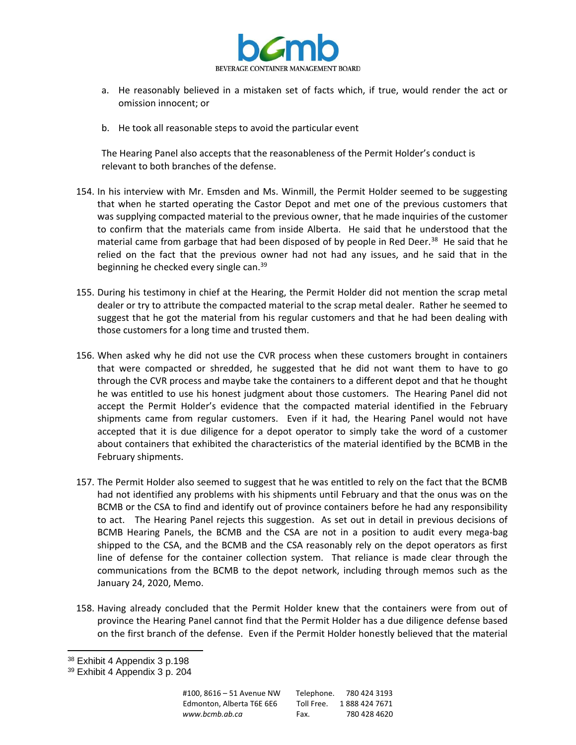a. He reasonably believed in a mistaken set of facts which, if true, would render the act or omission innocent; or

b. He took all reasonable steps to avoid the particular event

The Hearing Panel also accepts that the reasonableness of the Permit Holder's conduct is relevant to both branches of the defense.

154. In his interview with Mr. Emsden and Ms. Winmill, the Permit Holder seemed to be suggesting that when he started operating the Castor Depot and met one of the previous customers that was supplying compacted material to the previous owner, that he made inquiries of the customer to confirm that the materials came from inside Alberta. He said that he understood that the material came from garbage that had been disposed of by people in Red Deer.[38] He said that he relied on the fact that the previous owner had not had any issues, and he said that in the beginning he checked every single can.[39]

155. During his testimony in chief at the Hearing, the Permit Holder did not mention the scrap metal dealer or try to attribute the compacted material to the scrap metal dealer. Rather he seemed to suggest that he got the material from his regular customers and that he had been dealing with those customers for a long time and trusted them.

156. When asked why he did not use the CVR process when these customers brought in containers that were compacted or shredded, he suggested that he did not want them to have to go through the CVR process and maybe take the containers to a different depot and that he thought he was entitled to use his honest judgment about those customers. The Hearing Panel did not accept the Permit Holder's evidence that the compacted material identified in the February shipments came from regular customers. Even if it had, the Hearing Panel would not have accepted that it is due diligence for a depot operator to simply take the word of a customer about containers that exhibited the characteristics of the material identified by the BCMB in the February shipments.

157. The Permit Holder also seemed to suggest that he was entitled to rely on the fact that the BCMB had not identified any problems with his shipments until February and that the onus was on the BCMB or the CSA to find and identify out of province containers before he had any responsibility to act. The Hearing Panel rejects this suggestion. As set out in detail in previous decisions of BCMB Hearing Panels, the BCMB and the CSA are not in a position to audit every mega-bag shipped to the CSA, and the BCMB and the CSA reasonably rely on the depot operators as first line of defense for the container collection system. That reliance is made clear through the communications from the BCMB to the depot network, including through memos such as the January 24, 2020, Memo.

158. Having already concluded that the Permit Holder knew that the containers were from out of province the Hearing Panel cannot find that the Permit Holder has a due diligence defense based on the first branch of the defense. Even if the Permit Holder honestly believed that the material

---

[38] Exhibit 4 Appendix 3 p.198

[39] Exhibit 4 Appendix 3 p. 204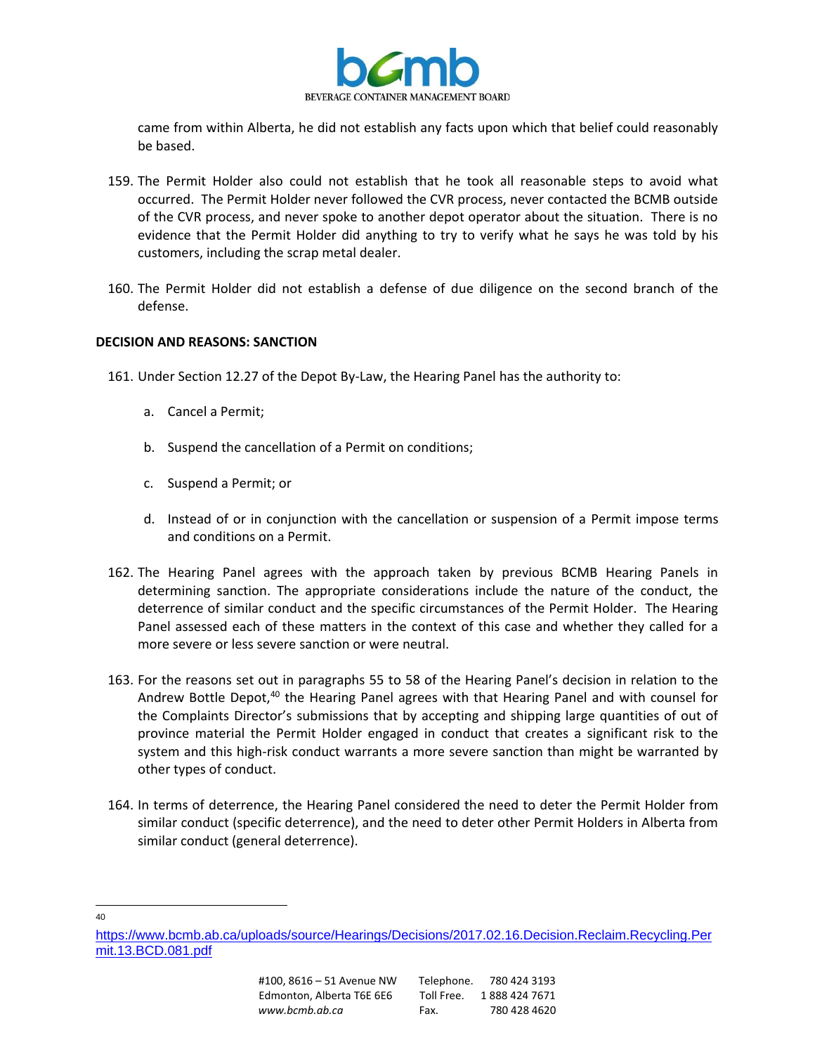came from within Alberta, he did not establish any facts upon which that belief could reasonably be based.

159. The Permit Holder also could not establish that he took all reasonable steps to avoid what occurred. The Permit Holder never followed the CVR process, never contacted the BCMB outside of the CVR process, and never spoke to another depot operator about the situation. There is no evidence that the Permit Holder did anything to try to verify what he says he was told by his customers, including the scrap metal dealer.

160. The Permit Holder did not establish a defense of due diligence on the second branch of the defense.

**DECISION AND REASONS: SANCTION**

161. Under Section 12.27 of the Depot By-Law, the Hearing Panel has the authority to:

    a. Cancel a Permit;

    b. Suspend the cancellation of a Permit on conditions;

    c. Suspend a Permit; or

    d. Instead of or in conjunction with the cancellation or suspension of a Permit impose terms and conditions on a Permit.

162. The Hearing Panel agrees with the approach taken by previous BCMB Hearing Panels in determining sanction. The appropriate considerations include the nature of the conduct, the deterrence of similar conduct and the specific circumstances of the Permit Holder. The Hearing Panel assessed each of these matters in the context of this case and whether they called for a more severe or less severe sanction or were neutral.

163. For the reasons set out in paragraphs 55 to 58 of the Hearing Panel's decision in relation to the Andrew Bottle Depot,[40] the Hearing Panel agrees with that Hearing Panel and with counsel for the Complaints Director's submissions that by accepting and shipping large quantities of out of province material the Permit Holder engaged in conduct that creates a significant risk to the system and this high-risk conduct warrants a more severe sanction than might be warranted by other types of conduct.

164. In terms of deterrence, the Hearing Panel considered the need to deter the Permit Holder from similar conduct (specific deterrence), and the need to deter other Permit Holders in Alberta from similar conduct (general deterrence).

---

[40] https://www.bcmb.ab.ca/uploads/source/Hearings/Decisions/2017.02.16.Decision.Reclaim.Recycling.Permit.13.BCD.081.pdf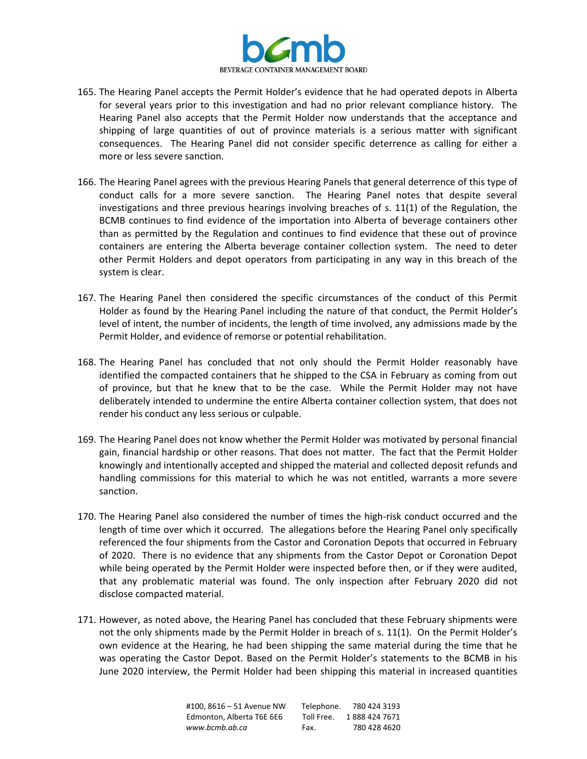165. The Hearing Panel accepts the Permit Holder's evidence that he had operated depots in Alberta for several years prior to this investigation and had no prior relevant compliance history. The Hearing Panel also accepts that the Permit Holder now understands that the acceptance and shipping of large quantities of out of province materials is a serious matter with significant consequences. The Hearing Panel did not consider specific deterrence as calling for either a more or less severe sanction.

166. The Hearing Panel agrees with the previous Hearing Panels that general deterrence of this type of conduct calls for a more severe sanction. The Hearing Panel notes that despite several investigations and three previous hearings involving breaches of s. 11(1) of the Regulation, the BCMB continues to find evidence of the importation into Alberta of beverage containers other than as permitted by the Regulation and continues to find evidence that these out of province containers are entering the Alberta beverage container collection system. The need to deter other Permit Holders and depot operators from participating in any way in this breach of the system is clear.

167. The Hearing Panel then considered the specific circumstances of the conduct of this Permit Holder as found by the Hearing Panel including the nature of that conduct, the Permit Holder's level of intent, the number of incidents, the length of time involved, any admissions made by the Permit Holder, and evidence of remorse or potential rehabilitation.

168. The Hearing Panel has concluded that not only should the Permit Holder reasonably have identified the compacted containers that he shipped to the CSA in February as coming from out of province, but that he knew that to be the case. While the Permit Holder may not have deliberately intended to undermine the entire Alberta container collection system, that does not render his conduct any less serious or culpable.

169. The Hearing Panel does not know whether the Permit Holder was motivated by personal financial gain, financial hardship or other reasons. That does not matter. The fact that the Permit Holder knowingly and intentionally accepted and shipped the material and collected deposit refunds and handling commissions for this material to which he was not entitled, warrants a more severe sanction.

170. The Hearing Panel also considered the number of times the high-risk conduct occurred and the length of time over which it occurred. The allegations before the Hearing Panel only specifically referenced the four shipments from the Castor and Coronation Depots that occurred in February of 2020. There is no evidence that any shipments from the Castor Depot or Coronation Depot while being operated by the Permit Holder were inspected before then, or if they were audited, that any problematic material was found. The only inspection after February 2020 did not disclose compacted material.

171. However, as noted above, the Hearing Panel has concluded that these February shipments were not the only shipments made by the Permit Holder in breach of s. 11(1). On the Permit Holder's own evidence at the Hearing, he had been shipping the same material during the time that he was operating the Castor Depot. Based on the Permit Holder's statements to the BCMB in his June 2020 interview, the Permit Holder had been shipping this material in increased quantities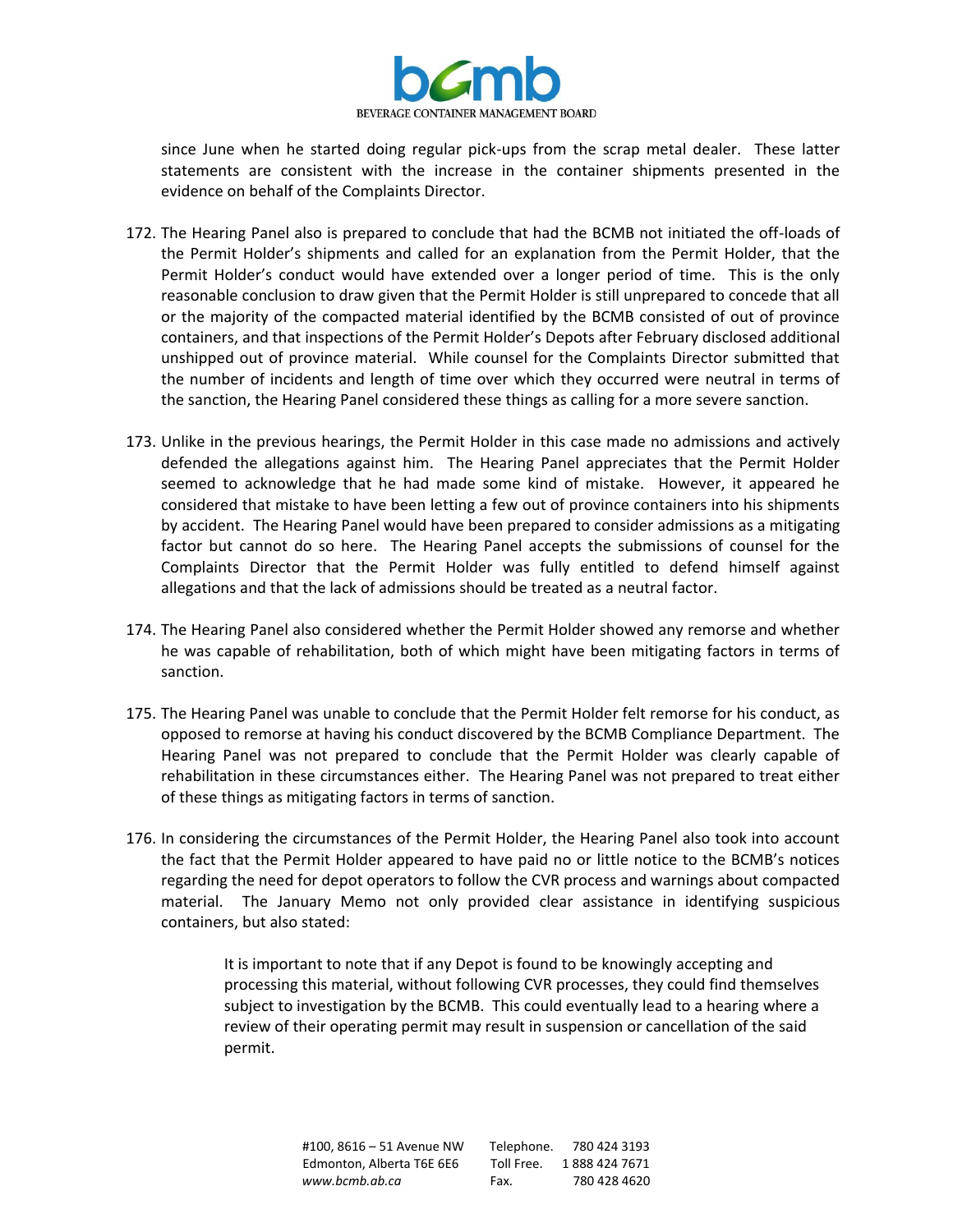since June when he started doing regular pick-ups from the scrap metal dealer. These latter statements are consistent with the increase in the container shipments presented in the evidence on behalf of the Complaints Director.

172. The Hearing Panel also is prepared to conclude that had the BCMB not initiated the off-loads of the Permit Holder's shipments and called for an explanation from the Permit Holder, that the Permit Holder's conduct would have extended over a longer period of time. This is the only reasonable conclusion to draw given that the Permit Holder is still unprepared to concede that all or the majority of the compacted material identified by the BCMB consisted of out of province containers, and that inspections of the Permit Holder's Depots after February disclosed additional unshipped out of province material. While counsel for the Complaints Director submitted that the number of incidents and length of time over which they occurred were neutral in terms of the sanction, the Hearing Panel considered these things as calling for a more severe sanction.

173. Unlike in the previous hearings, the Permit Holder in this case made no admissions and actively defended the allegations against him. The Hearing Panel appreciates that the Permit Holder seemed to acknowledge that he had made some kind of mistake. However, it appeared he considered that mistake to have been letting a few out of province containers into his shipments by accident. The Hearing Panel would have been prepared to consider admissions as a mitigating factor but cannot do so here. The Hearing Panel accepts the submissions of counsel for the Complaints Director that the Permit Holder was fully entitled to defend himself against allegations and that the lack of admissions should be treated as a neutral factor.

174. The Hearing Panel also considered whether the Permit Holder showed any remorse and whether he was capable of rehabilitation, both of which might have been mitigating factors in terms of sanction.

175. The Hearing Panel was unable to conclude that the Permit Holder felt remorse for his conduct, as opposed to remorse at having his conduct discovered by the BCMB Compliance Department. The Hearing Panel was not prepared to conclude that the Permit Holder was clearly capable of rehabilitation in these circumstances either. The Hearing Panel was not prepared to treat either of these things as mitigating factors in terms of sanction.

176. In considering the circumstances of the Permit Holder, the Hearing Panel also took into account the fact that the Permit Holder appeared to have paid no or little notice to the BCMB's notices regarding the need for depot operators to follow the CVR process and warnings about compacted material. The January Memo not only provided clear assistance in identifying suspicious containers, but also stated:

> It is important to note that if any Depot is found to be knowingly accepting and processing this material, without following CVR processes, they could find themselves subject to investigation by the BCMB. This could eventually lead to a hearing where a review of their operating permit may result in suspension or cancellation of the said permit.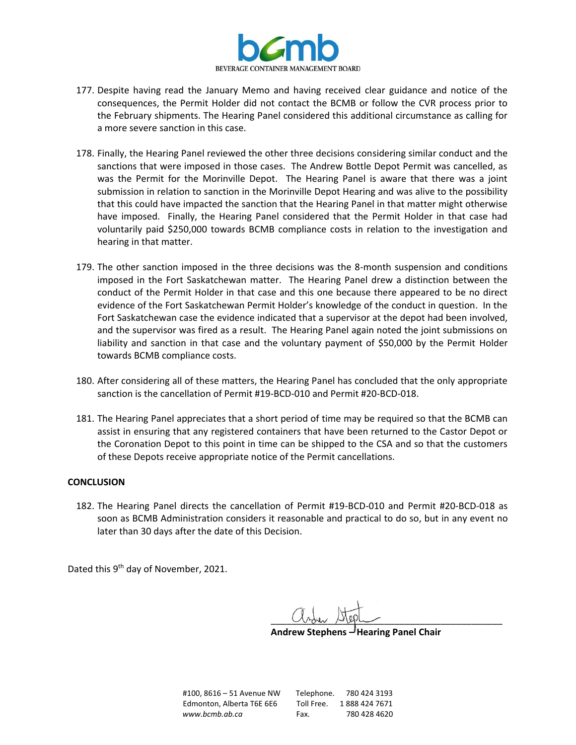177. Despite having read the January Memo and having received clear guidance and notice of the consequences, the Permit Holder did not contact the BCMB or follow the CVR process prior to the February shipments. The Hearing Panel considered this additional circumstance as calling for a more severe sanction in this case.

178. Finally, the Hearing Panel reviewed the other three decisions considering similar conduct and the sanctions that were imposed in those cases. The Andrew Bottle Depot Permit was cancelled, as was the Permit for the Morinville Depot. The Hearing Panel is aware that there was a joint submission in relation to sanction in the Morinville Depot Hearing and was alive to the possibility that this could have impacted the sanction that the Hearing Panel in that matter might otherwise have imposed. Finally, the Hearing Panel considered that the Permit Holder in that case had voluntarily paid $250,000 towards BCMB compliance costs in relation to the investigation and hearing in that matter.

179. The other sanction imposed in the three decisions was the 8-month suspension and conditions imposed in the Fort Saskatchewan matter. The Hearing Panel drew a distinction between the conduct of the Permit Holder in that case and this one because there appeared to be no direct evidence of the Fort Saskatchewan Permit Holder's knowledge of the conduct in question. In the Fort Saskatchewan case the evidence indicated that a supervisor at the depot had been involved, and the supervisor was fired as a result. The Hearing Panel again noted the joint submissions on liability and sanction in that case and the voluntary payment of $50,000 by the Permit Holder towards BCMB compliance costs.

180. After considering all of these matters, the Hearing Panel has concluded that the only appropriate sanction is the cancellation of Permit #19-BCD-010 and Permit #20-BCD-018.

181. The Hearing Panel appreciates that a short period of time may be required so that the BCMB can assist in ensuring that any registered containers that have been returned to the Castor Depot or the Coronation Depot to this point in time can be shipped to the CSA and so that the customers of these Depots receive appropriate notice of the Permit cancellations.

**CONCLUSION**

182. The Hearing Panel directs the cancellation of Permit #19-BCD-010 and Permit #20-BCD-018 as soon as BCMB Administration considers it reasonable and practical to do so, but in any event no later than 30 days after the date of this Decision.

Dated this 9th day of November, 2021.

**Andrew Stephens – Hearing Panel Chair**